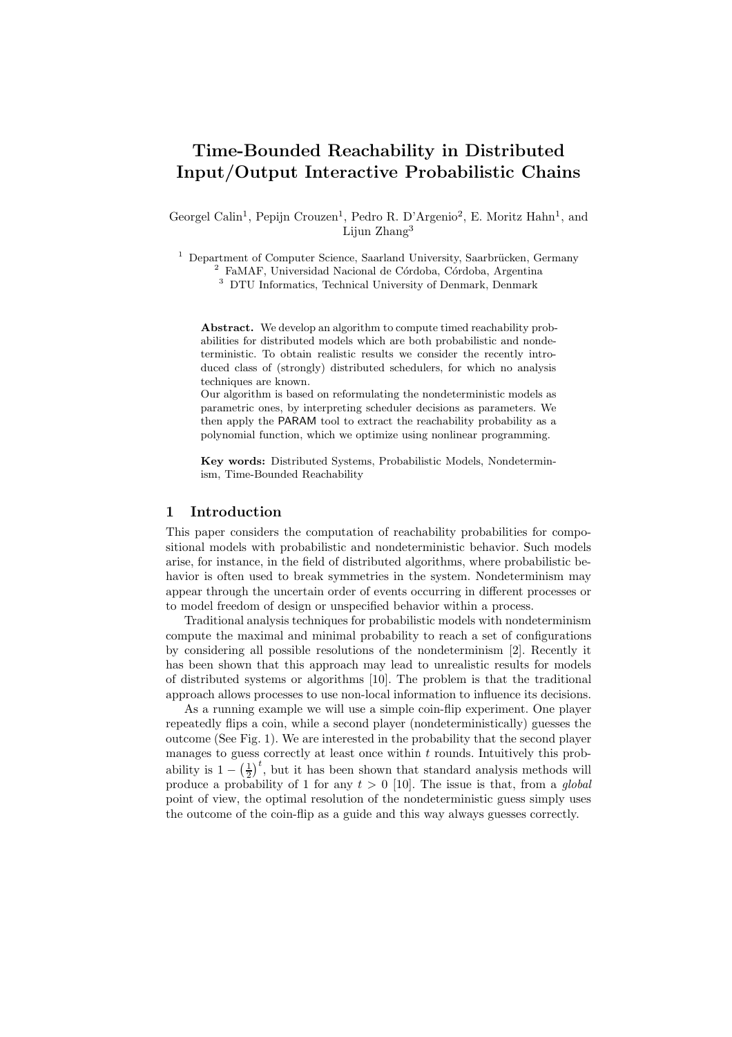# Time-Bounded Reachability in Distributed Input/Output Interactive Probabilistic Chains

Georgel Calin[1], Pepijn Crouzen[1], Pedro R. D'Argenio[2], E. Moritz Hahn[1], and Lijun Zhang[3]

[1] Department of Computer Science, Saarland University, Saarbrücken, Germany
[2] FaMAF, Universidad Nacional de Córdoba, Córdoba, Argentina
[3] DTU Informatics, Technical University of Denmark, Denmark

**Abstract.** We develop an algorithm to compute timed reachability probabilities for distributed models which are both probabilistic and nondeterministic. To obtain realistic results we consider the recently introduced class of (strongly) distributed schedulers, for which no analysis techniques are known.

Our algorithm is based on reformulating the nondeterministic models as parametric ones, by interpreting scheduler decisions as parameters. We then apply the PARAM tool to extract the reachability probability as a polynomial function, which we optimize using nonlinear programming.

**Key words:** Distributed Systems, Probabilistic Models, Nondeterminism, Time-Bounded Reachability

## 1 Introduction

This paper considers the computation of reachability probabilities for compositional models with probabilistic and nondeterministic behavior. Such models arise, for instance, in the field of distributed algorithms, where probabilistic behavior is often used to break symmetries in the system. Nondeterminism may appear through the uncertain order of events occurring in different processes or to model freedom of design or unspecified behavior within a process.

Traditional analysis techniques for probabilistic models with nondeterminism compute the maximal and minimal probability to reach a set of configurations by considering all possible resolutions of the nondeterminism [2]. Recently it has been shown that this approach may lead to unrealistic results for models of distributed systems or algorithms [10]. The problem is that the traditional approach allows processes to use non-local information to influence its decisions.

As a running example we will use a simple coin-flip experiment. One player repeatedly flips a coin, while a second player (nondeterministically) guesses the outcome (See Fig. 1). We are interested in the probability that the second player manages to guess correctly at least once within $t$ rounds. Intuitively this probability is $1 - \left(\frac{1}{2}\right)^t$, but it has been shown that standard analysis methods will produce a probability of 1 for any $t > 0$ [10]. The issue is that, from a *global* point of view, the optimal resolution of the nondeterministic guess simply uses the outcome of the coin-flip as a guide and this way always guesses correctly.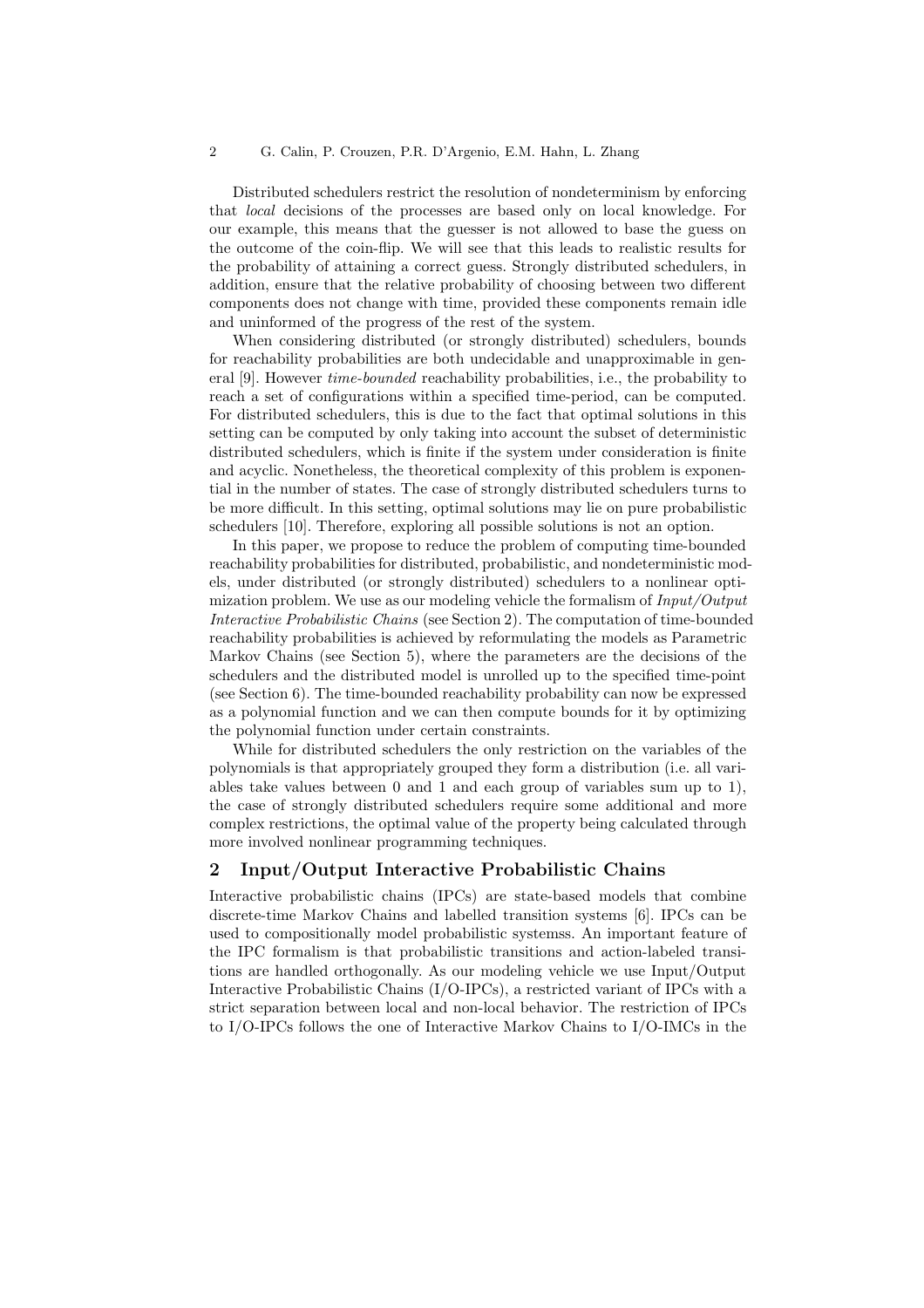Distributed schedulers restrict the resolution of nondeterminism by enforcing that *local* decisions of the processes are based only on local knowledge. For our example, this means that the guesser is not allowed to base the guess on the outcome of the coin-flip. We will see that this leads to realistic results for the probability of attaining a correct guess. Strongly distributed schedulers, in addition, ensure that the relative probability of choosing between two different components does not change with time, provided these components remain idle and uninformed of the progress of the rest of the system.

When considering distributed (or strongly distributed) schedulers, bounds for reachability probabilities are both undecidable and unapproximable in general [9]. However *time-bounded* reachability probabilities, i.e., the probability to reach a set of configurations within a specified time-period, can be computed. For distributed schedulers, this is due to the fact that optimal solutions in this setting can be computed by only taking into account the subset of deterministic distributed schedulers, which is finite if the system under consideration is finite and acyclic. Nonetheless, the theoretical complexity of this problem is exponential in the number of states. The case of strongly distributed schedulers turns to be more difficult. In this setting, optimal solutions may lie on pure probabilistic schedulers [10]. Therefore, exploring all possible solutions is not an option.

In this paper, we propose to reduce the problem of computing time-bounded reachability probabilities for distributed, probabilistic, and nondeterministic models, under distributed (or strongly distributed) schedulers to a nonlinear optimization problem. We use as our modeling vehicle the formalism of *Input/Output Interactive Probabilistic Chains* (see Section 2). The computation of time-bounded reachability probabilities is achieved by reformulating the models as Parametric Markov Chains (see Section 5), where the parameters are the decisions of the schedulers and the distributed model is unrolled up to the specified time-point (see Section 6). The time-bounded reachability probability can now be expressed as a polynomial function and we can then compute bounds for it by optimizing the polynomial function under certain constraints.

While for distributed schedulers the only restriction on the variables of the polynomials is that appropriately grouped they form a distribution (i.e. all variables take values between 0 and 1 and each group of variables sum up to 1), the case of strongly distributed schedulers require some additional and more complex restrictions, the optimal value of the property being calculated through more involved nonlinear programming techniques.

## 2 Input/Output Interactive Probabilistic Chains

Interactive probabilistic chains (IPCs) are state-based models that combine discrete-time Markov Chains and labelled transition systems [6]. IPCs can be used to compositionally model probabilistic systemss. An important feature of the IPC formalism is that probabilistic transitions and action-labeled transitions are handled orthogonally. As our modeling vehicle we use Input/Output Interactive Probabilistic Chains (I/O-IPCs), a restricted variant of IPCs with a strict separation between local and non-local behavior. The restriction of IPCs to I/O-IPCs follows the one of Interactive Markov Chains to I/O-IMCs in the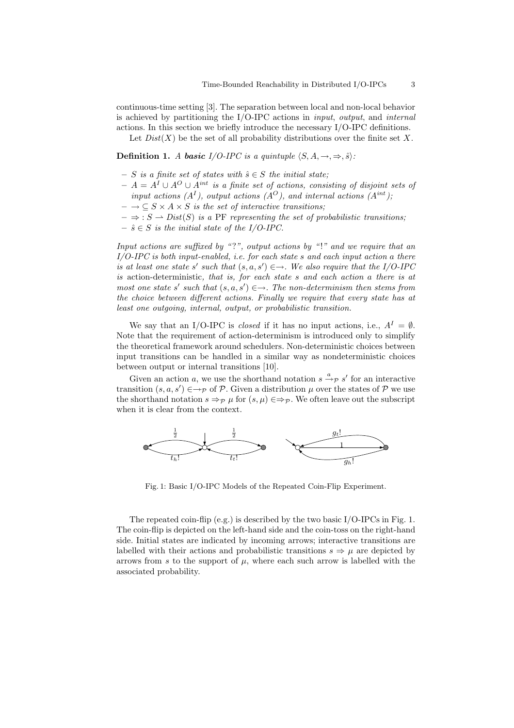continuous-time setting [3]. The separation between local and non-local behavior is achieved by partitioning the I/O-IPC actions in *input*, *output*, and *internal* actions. In this section we briefly introduce the necessary I/O-IPC definitions.

Let $Dist(X)$ be the set of all probability distributions over the finite set $X$.

**Definition 1.** *A **basic** I/O-IPC is a quintuple $\langle S, A, \rightarrow, \Rightarrow, \hat{s}\rangle$:*

- *$S$ is a finite set of states with $\hat{s} \in S$ the initial state;*
- *$A = A^I \cup A^O \cup A^{int}$ is a finite set of actions, consisting of disjoint sets of input actions ($A^I$), output actions ($A^O$), and internal actions ($A^{int}$);*
- *$\rightarrow \subseteq S \times A \times S$ is the set of interactive transitions;*
- *$\Rightarrow : S \rightharpoonup Dist(S)$ is a* PF *representing the set of probabilistic transitions;*
- *$\hat{s} \in S$ is the initial state of the I/O-IPC.*

*Input actions are suffixed by "?", output actions by "!" and we require that an I/O-IPC is both input-enabled, i.e. for each state $s$ and each input action $a$ there is at least one state $s'$ such that $(s, a, s') \in \rightarrow$. We also require that the I/O-IPC is* action-deterministic*, that is, for each state $s$ and each action $a$ there is at most one state $s'$ such that $(s, a, s') \in \rightarrow$. The non-determinism then stems from the choice between different actions. Finally we require that every state has at least one outgoing, internal, output, or probabilistic transition.*

We say that an I/O-IPC is *closed* if it has no input actions, i.e., $A^I = \emptyset$. Note that the requirement of action-determinism is introduced only to simplify the theoretical framework around schedulers. Non-deterministic choices between input transitions can be handled in a similar way as nondeterministic choices between output or internal transitions [10].

Given an action $a$, we use the shorthand notation $s \xrightarrow{a}_{\mathcal{P}} s'$ for an interactive transition $(s, a, s') \in \rightarrow_{\mathcal{P}}$ of $\mathcal{P}$. Given a distribution $\mu$ over the states of $\mathcal{P}$ we use the shorthand notation $s \Rightarrow_{\mathcal{P}} \mu$ for $(s, \mu) \in \Rightarrow_{\mathcal{P}}$. We often leave out the subscript when it is clear from the context.

Fig. 1: Basic I/O-IPC Models of the Repeated Coin-Flip Experiment.

The repeated coin-flip (e.g.) is described by the two basic I/O-IPCs in Fig. 1. The coin-flip is depicted on the left-hand side and the coin-toss on the right-hand side. Initial states are indicated by incoming arrows; interactive transitions are labelled with their actions and probabilistic transitions $s \Rightarrow \mu$ are depicted by arrows from $s$ to the support of $\mu$, where each such arrow is labelled with the associated probability.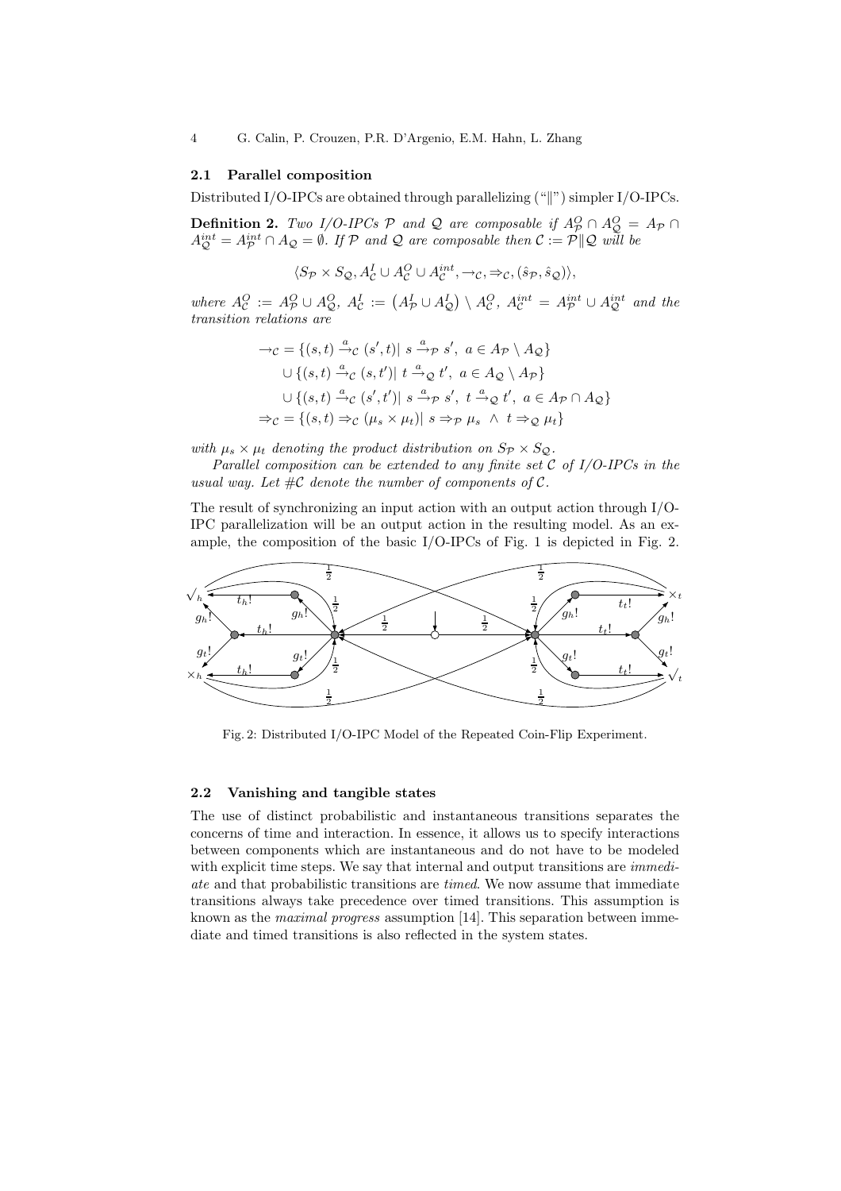### 2.1 Parallel composition

Distributed I/O-IPCs are obtained through parallelizing ("$\|$") simpler I/O-IPCs.

**Definition 2.** *Two I/O-IPCs $\mathcal{P}$ and $\mathcal{Q}$ are composable if $A^O_\mathcal{P} \cap A^O_\mathcal{Q} = A_\mathcal{P} \cap A^{int}_\mathcal{Q} = A^{int}_\mathcal{P} \cap A_\mathcal{Q} = \emptyset$. If $\mathcal{P}$ and $\mathcal{Q}$ are composable then $\mathcal{C} := \mathcal{P} \| \mathcal{Q}$ will be*

$$\langle S_\mathcal{P} \times S_\mathcal{Q}, A^I_\mathcal{C} \cup A^O_\mathcal{C} \cup A^{int}_\mathcal{C}, \rightarrow_\mathcal{C}, \Rightarrow_\mathcal{C}, (\hat{s}_\mathcal{P}, \hat{s}_\mathcal{Q})\rangle,$$

*where $A^O_\mathcal{C} := A^O_\mathcal{P} \cup A^O_\mathcal{Q}$, $A^I_\mathcal{C} := \left(A^I_\mathcal{P} \cup A^I_\mathcal{Q}\right) \setminus A^O_\mathcal{C}$, $A^{int}_\mathcal{C} = A^{int}_\mathcal{P} \cup A^{int}_\mathcal{Q}$ and the transition relations are*

$$\begin{aligned}
\rightarrow_\mathcal{C} = &\{(s,t) \xrightarrow{a}_\mathcal{C} (s',t) |\ s \xrightarrow{a}_\mathcal{P} s',\ a \in A_\mathcal{P} \setminus A_\mathcal{Q}\} \\
&\cup \{(s,t) \xrightarrow{a}_\mathcal{C} (s,t') |\ t \xrightarrow{a}_\mathcal{Q} t',\ a \in A_\mathcal{Q} \setminus A_\mathcal{P}\} \\
&\cup \{(s,t) \xrightarrow{a}_\mathcal{C} (s',t') |\ s \xrightarrow{a}_\mathcal{P} s',\ t \xrightarrow{a}_\mathcal{Q} t',\ a \in A_\mathcal{P} \cap A_\mathcal{Q}\} \\
\Rightarrow_\mathcal{C} = &\{(s,t) \Rightarrow_\mathcal{C} (\mu_s \times \mu_t) |\ s \Rightarrow_\mathcal{P} \mu_s \ \wedge\ t \Rightarrow_\mathcal{Q} \mu_t\}
\end{aligned}$$

*with $\mu_s \times \mu_t$ denoting the product distribution on $S_\mathcal{P} \times S_\mathcal{Q}$.*

*Parallel composition can be extended to any finite set $\mathcal{C}$ of I/O-IPCs in the usual way. Let $\#\mathcal{C}$ denote the number of components of $\mathcal{C}$.*

The result of synchronizing an input action with an output action through I/O-IPC parallelization will be an output action in the resulting model. As an example, the composition of the basic I/O-IPCs of Fig. 1 is depicted in Fig. 2.

Fig. 2: Distributed I/O-IPC Model of the Repeated Coin-Flip Experiment.

### 2.2 Vanishing and tangible states

The use of distinct probabilistic and instantaneous transitions separates the concerns of time and interaction. In essence, it allows us to specify interactions between components which are instantaneous and do not have to be modeled with explicit time steps. We say that internal and output transitions are *immediate* and that probabilistic transitions are *timed*. We now assume that immediate transitions always take precedence over timed transitions. This assumption is known as the *maximal progress* assumption [14]. This separation between immediate and timed transitions is also reflected in the system states.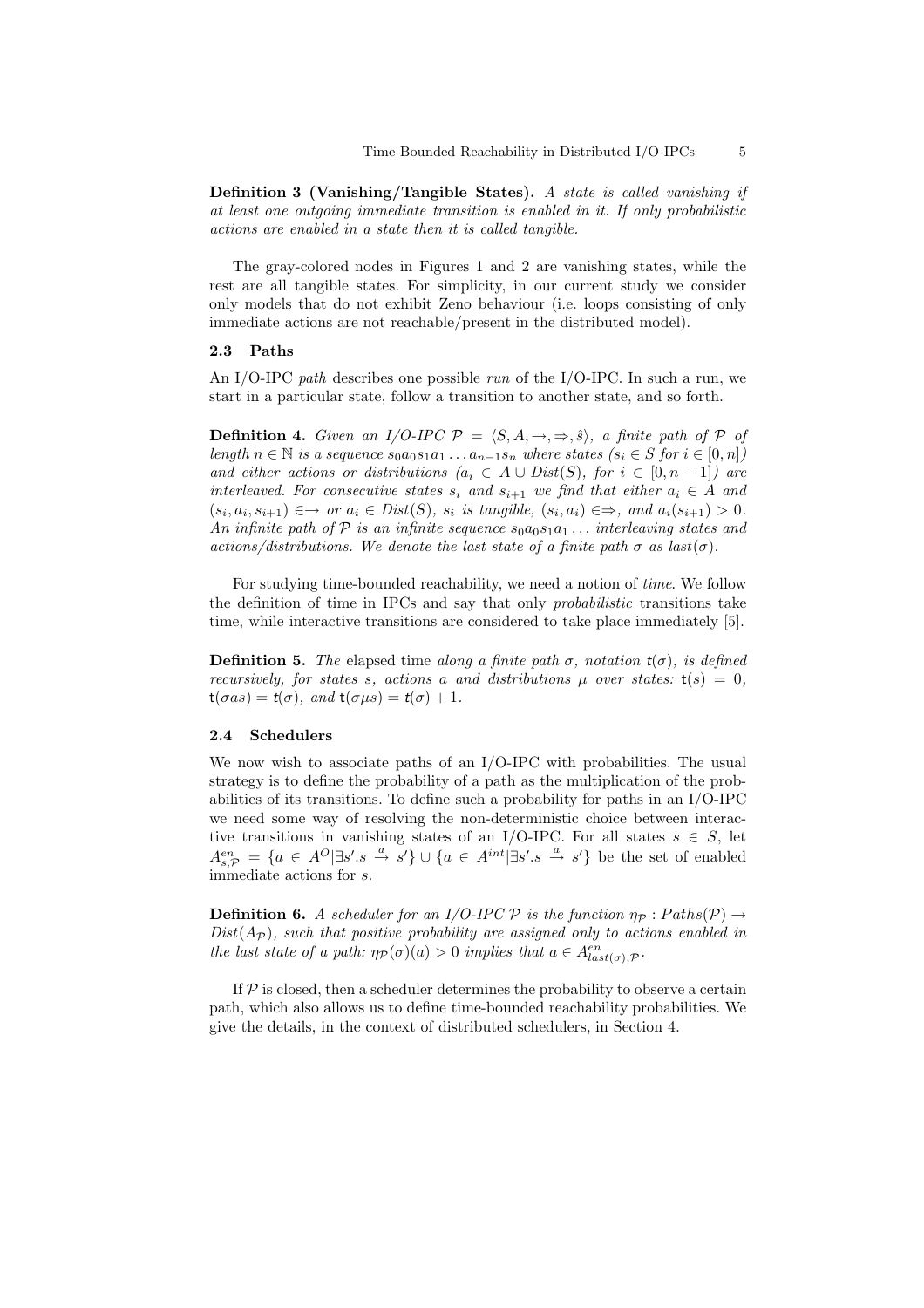**Definition 3 (Vanishing/Tangible States).** *A state is called vanishing if at least one outgoing immediate transition is enabled in it. If only probabilistic actions are enabled in a state then it is called tangible.*

The gray-colored nodes in Figures 1 and 2 are vanishing states, while the rest are all tangible states. For simplicity, in our current study we consider only models that do not exhibit Zeno behaviour (i.e. loops consisting of only immediate actions are not reachable/present in the distributed model).

### 2.3 Paths

An I/O-IPC *path* describes one possible *run* of the I/O-IPC. In such a run, we start in a particular state, follow a transition to another state, and so forth.

**Definition 4.** *Given an I/O-IPC $\mathcal{P} = \langle S, A, \rightarrow, \Rightarrow, \hat{s}\rangle$, a finite path of $\mathcal{P}$ of length $n \in \mathbb{N}$ is a sequence $s_0 a_0 s_1 a_1 \ldots a_{n-1} s_n$ where states ($s_i \in S$ for $i \in [0, n]$) and either actions or distributions ($a_i \in A \cup Dist(S)$, for $i \in [0, n-1]$) are interleaved. For consecutive states $s_i$ and $s_{i+1}$ we find that either $a_i \in A$ and $(s_i, a_i, s_{i+1}) \in \rightarrow$ or $a_i \in Dist(S)$, $s_i$ is tangible, $(s_i, a_i) \in \Rightarrow$, and $a_i(s_{i+1}) > 0$. An infinite path of $\mathcal{P}$ is an infinite sequence $s_0 a_0 s_1 a_1 \ldots$ interleaving states and actions/distributions. We denote the last state of a finite path $\sigma$ as $last(\sigma)$.*

For studying time-bounded reachability, we need a notion of *time*. We follow the definition of time in IPCs and say that only *probabilistic* transitions take time, while interactive transitions are considered to take place immediately [5].

**Definition 5.** *The* elapsed time *along a finite path $\sigma$, notation $\mathsf{t}(\sigma)$, is defined recursively, for states $s$, actions $a$ and distributions $\mu$ over states: $\mathsf{t}(s) = 0$, $\mathsf{t}(\sigma a s) = \mathsf{t}(\sigma)$, and $\mathsf{t}(\sigma \mu s) = \mathsf{t}(\sigma) + 1$.*

### 2.4 Schedulers

We now wish to associate paths of an I/O-IPC with probabilities. The usual strategy is to define the probability of a path as the multiplication of the probabilities of its transitions. To define such a probability for paths in an I/O-IPC we need some way of resolving the non-deterministic choice between interactive transitions in vanishing states of an I/O-IPC. For all states $s \in S$, let $A^{en}_{s,\mathcal{P}} = \{a \in A^O | \exists s'. s \xrightarrow{a} s'\} \cup \{a \in A^{int} | \exists s'. s \xrightarrow{a} s'\}$ be the set of enabled immediate actions for $s$.

**Definition 6.** *A scheduler for an I/O-IPC $\mathcal{P}$ is the function $\eta_{\mathcal{P}} : Paths(\mathcal{P}) \rightarrow Dist(A_{\mathcal{P}})$, such that positive probability are assigned only to actions enabled in the last state of a path: $\eta_{\mathcal{P}}(\sigma)(a) > 0$ implies that $a \in A^{en}_{last(\sigma),\mathcal{P}}$.*

If $\mathcal{P}$ is closed, then a scheduler determines the probability to observe a certain path, which also allows us to define time-bounded reachability probabilities. We give the details, in the context of distributed schedulers, in Section 4.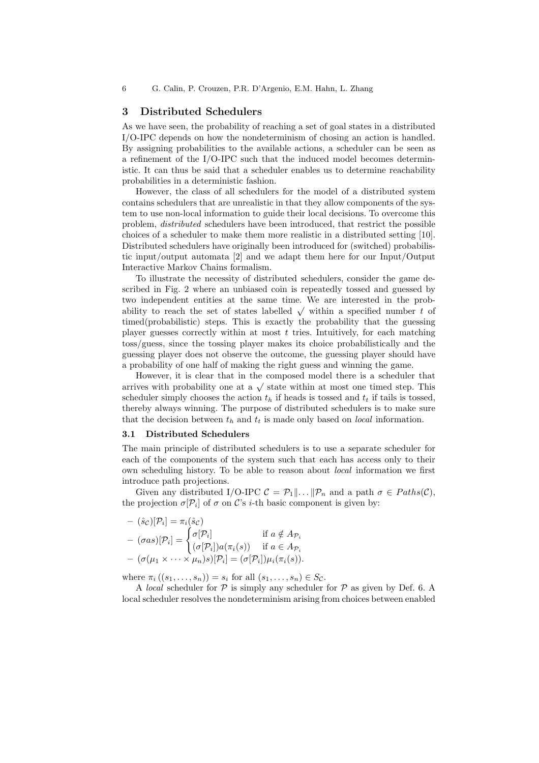## 3 Distributed Schedulers

As we have seen, the probability of reaching a set of goal states in a distributed I/O-IPC depends on how the nondeterminism of chosing an action is handled. By assigning probabilities to the available actions, a scheduler can be seen as a refinement of the I/O-IPC such that the induced model becomes deterministic. It can thus be said that a scheduler enables us to determine reachability probabilities in a deterministic fashion.

However, the class of all schedulers for the model of a distributed system contains schedulers that are unrealistic in that they allow components of the system to use non-local information to guide their local decisions. To overcome this problem, *distributed* schedulers have been introduced, that restrict the possible choices of a scheduler to make them more realistic in a distributed setting [10]. Distributed schedulers have originally been introduced for (switched) probabilistic input/output automata [2] and we adapt them here for our Input/Output Interactive Markov Chains formalism.

To illustrate the necessity of distributed schedulers, consider the game described in Fig. 2 where an unbiased coin is repeatedly tossed and guessed by two independent entities at the same time. We are interested in the probability to reach the set of states labelled $\surd$ within a specified number $t$ of timed(probabilistic) steps. This is exactly the probability that the guessing player guesses correctly within at most $t$ tries. Intuitively, for each matching toss/guess, since the tossing player makes its choice probabilistically and the guessing player does not observe the outcome, the guessing player should have a probability of one half of making the right guess and winning the game.

However, it is clear that in the composed model there is a scheduler that arrives with probability one at a $\surd$ state within at most one timed step. This scheduler simply chooses the action $t_h$ if heads is tossed and $t_t$ if tails is tossed, thereby always winning. The purpose of distributed schedulers is to make sure that the decision between $t_h$ and $t_t$ is made only based on *local* information.

### 3.1 Distributed Schedulers

The main principle of distributed schedulers is to use a separate scheduler for each of the components of the system such that each has access only to their own scheduling history. To be able to reason about *local* information we first introduce path projections.

Given any distributed I/O-IPC $\mathcal{C} = \mathcal{P}_1 \| \dots \| \mathcal{P}_n$ and a path $\sigma \in Paths(\mathcal{C})$, the projection $\sigma[\mathcal{P}_i]$ of $\sigma$ on $\mathcal{C}$'s $i$-th basic component is given by:

- $(\hat{s}_{\mathcal{C}})[\mathcal{P}_i] = \pi_i(\hat{s}_{\mathcal{C}})$
- $(\sigma a s)[\mathcal{P}_i] = \begin{cases} \sigma[\mathcal{P}_i] & \text{if } a \notin A_{\mathcal{P}_i} \\ (\sigma[\mathcal{P}_i]) a (\pi_i(s)) & \text{if } a \in A_{\mathcal{P}_i} \end{cases}$
- $(\sigma(\mu_1 \times \dots \times \mu_n)s)[\mathcal{P}_i] = (\sigma[\mathcal{P}_i])\mu_i(\pi_i(s))$.

where $\pi_i((s_1, \dots, s_n)) = s_i$ for all $(s_1, \dots, s_n) \in S_{\mathcal{C}}$.

A *local* scheduler for $\mathcal{P}$ is simply any scheduler for $\mathcal{P}$ as given by Def. 6. A local scheduler resolves the nondeterminism arising from choices between enabled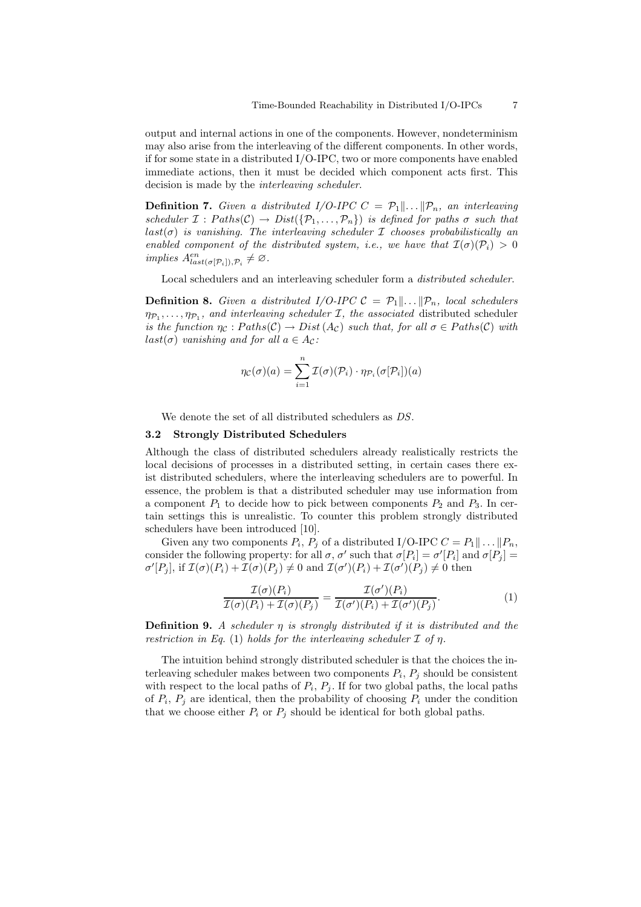output and internal actions in one of the components. However, nondeterminism may also arise from the interleaving of the different components. In other words, if for some state in a distributed I/O-IPC, two or more components have enabled immediate actions, then it must be decided which component acts first. This decision is made by the *interleaving scheduler*.

**Definition 7.** *Given a distributed I/O-IPC $C = \mathcal{P}_1 \| \dots \| \mathcal{P}_n$, an interleaving scheduler $\mathcal{I} : Paths(\mathcal{C}) \rightarrow Dist(\{\mathcal{P}_1, \dots, \mathcal{P}_n\})$ is defined for paths $\sigma$ such that $last(\sigma)$ is vanishing. The interleaving scheduler $\mathcal{I}$ chooses probabilistically an enabled component of the distributed system, i.e., we have that $\mathcal{I}(\sigma)(\mathcal{P}_i) > 0$ implies $A^{en}_{last(\sigma[\mathcal{P}_i]),\mathcal{P}_i} \neq \varnothing$.*

Local schedulers and an interleaving scheduler form a *distributed scheduler*.

**Definition 8.** *Given a distributed I/O-IPC $\mathcal{C} = \mathcal{P}_1 \| \dots \| \mathcal{P}_n$, local schedulers $\eta_{\mathcal{P}_1}, \dots, \eta_{\mathcal{P}_1}$, and interleaving scheduler $\mathcal{I}$, the associated* distributed scheduler *is the function $\eta_{\mathcal{C}} : Paths(\mathcal{C}) \rightarrow Dist\,(A_{\mathcal{C}})$ such that, for all $\sigma \in Paths(\mathcal{C})$ with $last(\sigma)$ vanishing and for all $a \in A_{\mathcal{C}}$:*

$$\eta_{\mathcal{C}}(\sigma)(a) = \sum_{i=1}^{n} \mathcal{I}(\sigma)(\mathcal{P}_i) \cdot \eta_{\mathcal{P}_i}(\sigma[\mathcal{P}_i])(a)$$

We denote the set of all distributed schedulers as *DS*.

### 3.2 Strongly Distributed Schedulers

Although the class of distributed schedulers already realistically restricts the local decisions of processes in a distributed setting, in certain cases there exist distributed schedulers, where the interleaving schedulers are to powerful. In essence, the problem is that a distributed scheduler may use information from a component $P_1$ to decide how to pick between components $P_2$ and $P_3$. In certain settings this is unrealistic. To counter this problem strongly distributed schedulers have been introduced [10].

Given any two components $P_i$, $P_j$ of a distributed I/O-IPC $C = P_1 \| \dots \| P_n$, consider the following property: for all $\sigma$, $\sigma'$ such that $\sigma[P_i] = \sigma'[P_i]$ and $\sigma[P_j] = \sigma'[P_j]$, if $\mathcal{I}(\sigma)(P_i) + \mathcal{I}(\sigma)(P_j) \neq 0$ and $\mathcal{I}(\sigma')(P_i) + \mathcal{I}(\sigma')(P_j) \neq 0$ then

$$\frac{\mathcal{I}(\sigma)(P_i)}{\mathcal{I}(\sigma)(P_i) + \mathcal{I}(\sigma)(P_j)} = \frac{\mathcal{I}(\sigma')(P_i)}{\mathcal{I}(\sigma')(P_i) + \mathcal{I}(\sigma')(P_j)}. \tag{1}$$

**Definition 9.** *A scheduler $\eta$ is strongly distributed if it is distributed and the restriction in Eq.* (1) *holds for the interleaving scheduler $\mathcal{I}$ of $\eta$.*

The intuition behind strongly distributed scheduler is that the choices the interleaving scheduler makes between two components $P_i$, $P_j$ should be consistent with respect to the local paths of $P_i$, $P_j$. If for two global paths, the local paths of $P_i$, $P_j$ are identical, then the probability of choosing $P_i$ under the condition that we choose either $P_i$ or $P_j$ should be identical for both global paths.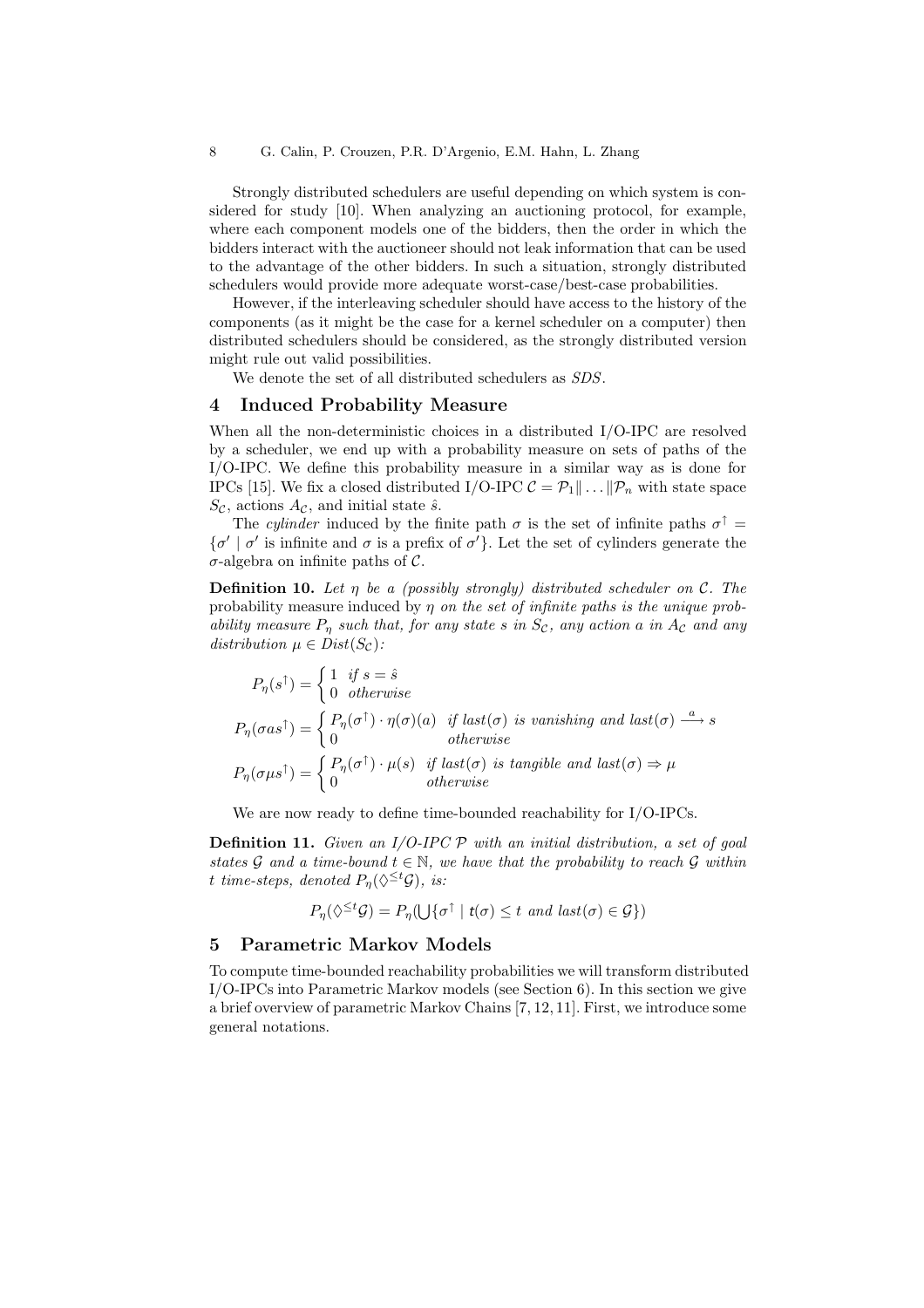Strongly distributed schedulers are useful depending on which system is considered for study [10]. When analyzing an auctioning protocol, for example, where each component models one of the bidders, then the order in which the bidders interact with the auctioneer should not leak information that can be used to the advantage of the other bidders. In such a situation, strongly distributed schedulers would provide more adequate worst-case/best-case probabilities.

However, if the interleaving scheduler should have access to the history of the components (as it might be the case for a kernel scheduler on a computer) then distributed schedulers should be considered, as the strongly distributed version might rule out valid possibilities.

We denote the set of all distributed schedulers as *SDS*.

## 4 Induced Probability Measure

When all the non-deterministic choices in a distributed I/O-IPC are resolved by a scheduler, we end up with a probability measure on sets of paths of the I/O-IPC. We define this probability measure in a similar way as is done for IPCs [15]. We fix a closed distributed I/O-IPC $\mathcal{C} = \mathcal{P}_1 \| \ldots \| \mathcal{P}_n$ with state space $S_\mathcal{C}$, actions $A_\mathcal{C}$, and initial state $\hat{s}$.

The *cylinder* induced by the finite path $\sigma$ is the set of infinite paths $\sigma^\uparrow = \{\sigma' \mid \sigma' \text{ is infinite and } \sigma \text{ is a prefix of } \sigma'\}$. Let the set of cylinders generate the $\sigma$-algebra on infinite paths of $\mathcal{C}$.

**Definition 10.** *Let $\eta$ be a (possibly strongly) distributed scheduler on $\mathcal{C}$. The* probability measure induced by $\eta$ *on the set of infinite paths is the unique probability measure $P_\eta$ such that, for any state $s$ in $S_\mathcal{C}$, any action $a$ in $A_\mathcal{C}$ and any distribution $\mu \in \mathit{Dist}(S_\mathcal{C})$:*

$$P_\eta(s^\uparrow) = \begin{cases} 1 & \text{if } s = \hat{s} \\ 0 & \text{otherwise} \end{cases}$$

$$P_\eta(\sigma a s^\uparrow) = \begin{cases} P_\eta(\sigma^\uparrow) \cdot \eta(\sigma)(a) & \text{if } \mathit{last}(\sigma) \text{ is vanishing and } \mathit{last}(\sigma) \xrightarrow{a} s \\ 0 & \text{otherwise} \end{cases}$$

$$P_\eta(\sigma \mu s^\uparrow) = \begin{cases} P_\eta(\sigma^\uparrow) \cdot \mu(s) & \text{if } \mathit{last}(\sigma) \text{ is tangible and } \mathit{last}(\sigma) \Rightarrow \mu \\ 0 & \text{otherwise} \end{cases}$$

We are now ready to define time-bounded reachability for I/O-IPCs.

**Definition 11.** *Given an I/O-IPC $\mathcal{P}$ with an initial distribution, a set of goal states $\mathcal{G}$ and a time-bound $t \in \mathbb{N}$, we have that the probability to reach $\mathcal{G}$ within $t$ time-steps, denoted $P_\eta(\Diamond^{\leq t}\mathcal{G})$, is:*

$$P_\eta(\Diamond^{\leq t}\mathcal{G}) = P_\eta(\bigcup\{\sigma^\uparrow \mid t(\sigma) \leq t \text{ and } \mathit{last}(\sigma) \in \mathcal{G}\})$$

## 5 Parametric Markov Models

To compute time-bounded reachability probabilities we will transform distributed I/O-IPCs into Parametric Markov models (see Section 6). In this section we give a brief overview of parametric Markov Chains [7, 12, 11]. First, we introduce some general notations.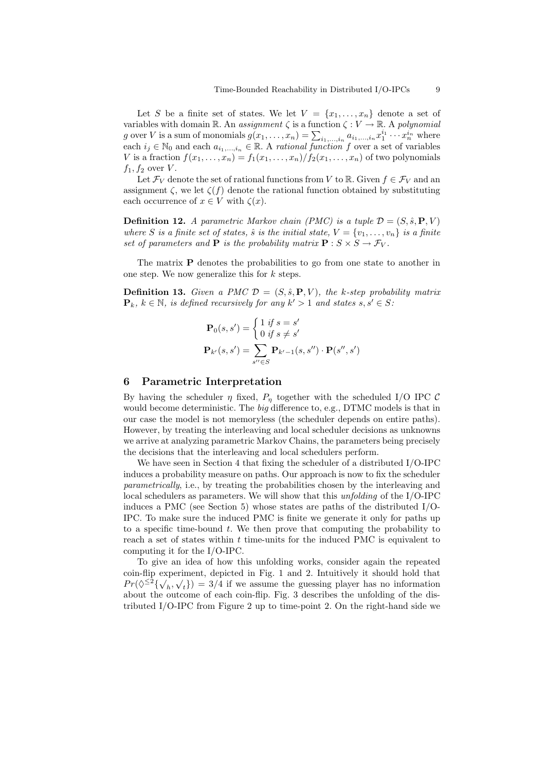Let $S$ be a finite set of states. We let $V = \{x_1, \ldots, x_n\}$ denote a set of variables with domain $\mathbb{R}$. An *assignment* $\zeta$ is a function $\zeta : V \to \mathbb{R}$. A *polynomial* $g$ over $V$ is a sum of monomials $g(x_1, \ldots, x_n) = \sum_{i_1,\ldots,i_n} a_{i_1,\ldots,i_n} x_1^{i_1} \cdots x_n^{i_n}$ where each $i_j \in \mathbb{N}_0$ and each $a_{i_1,\ldots,i_n} \in \mathbb{R}$. A *rational function* $f$ over a set of variables $V$ is a fraction $f(x_1, \ldots, x_n) = f_1(x_1, \ldots, x_n)/f_2(x_1, \ldots, x_n)$ of two polynomials $f_1, f_2$ over $V$.

Let $\mathcal{F}_V$ denote the set of rational functions from $V$ to $\mathbb{R}$. Given $f \in \mathcal{F}_V$ and an assignment $\zeta$, we let $\zeta(f)$ denote the rational function obtained by substituting each occurrence of $x \in V$ with $\zeta(x)$.

**Definition 12.** *A parametric Markov chain (PMC) is a tuple $\mathcal{D} = (S, \hat{s}, \mathbf{P}, V)$ where $S$ is a finite set of states, $\hat{s}$ is the initial state, $V = \{v_1, \ldots, v_n\}$ is a finite set of parameters and $\mathbf{P}$ is the probability matrix $\mathbf{P} : S \times S \to \mathcal{F}_V$.*

The matrix $\mathbf{P}$ denotes the probabilities to go from one state to another in one step. We now generalize this for $k$ steps.

**Definition 13.** *Given a PMC $\mathcal{D} = (S, \hat{s}, \mathbf{P}, V)$, the k-step probability matrix $\mathbf{P}_k$, $k \in \mathbb{N}$, is defined recursively for any $k' > 1$ and states $s, s' \in S$:*

$$\mathbf{P}_0(s, s') = \begin{cases} 1 \text{ if } s = s' \\ 0 \text{ if } s \neq s' \end{cases}$$

$$\mathbf{P}_{k'}(s, s') = \sum_{s'' \in S} \mathbf{P}_{k'-1}(s, s'') \cdot \mathbf{P}(s'', s')$$

## 6 Parametric Interpretation

By having the scheduler $\eta$ fixed, $P_\eta$ together with the scheduled I/O IPC $\mathcal{C}$ would become deterministic. The *big* difference to, e.g., DTMC models is that in our case the model is not memoryless (the scheduler depends on entire paths). However, by treating the interleaving and local scheduler decisions as unknowns we arrive at analyzing parametric Markov Chains, the parameters being precisely the decisions that the interleaving and local schedulers perform.

We have seen in Section 4 that fixing the scheduler of a distributed I/O-IPC induces a probability measure on paths. Our approach is now to fix the scheduler *parametrically*, i.e., by treating the probabilities chosen by the interleaving and local schedulers as parameters. We will show that this *unfolding* of the I/O-IPC induces a PMC (see Section 5) whose states are paths of the distributed I/O-IPC. To make sure the induced PMC is finite we generate it only for paths up to a specific time-bound $t$. We then prove that computing the probability to reach a set of states within $t$ time-units for the induced PMC is equivalent to computing it for the I/O-IPC.

To give an idea of how this unfolding works, consider again the repeated coin-flip experiment, depicted in Fig. 1 and 2. Intuitively it should hold that $Pr(\Diamond^{\leq 2}\{\surd_h, \surd_t\}) = 3/4$ if we assume the guessing player has no information about the outcome of each coin-flip. Fig. 3 describes the unfolding of the distributed I/O-IPC from Figure 2 up to time-point 2. On the right-hand side we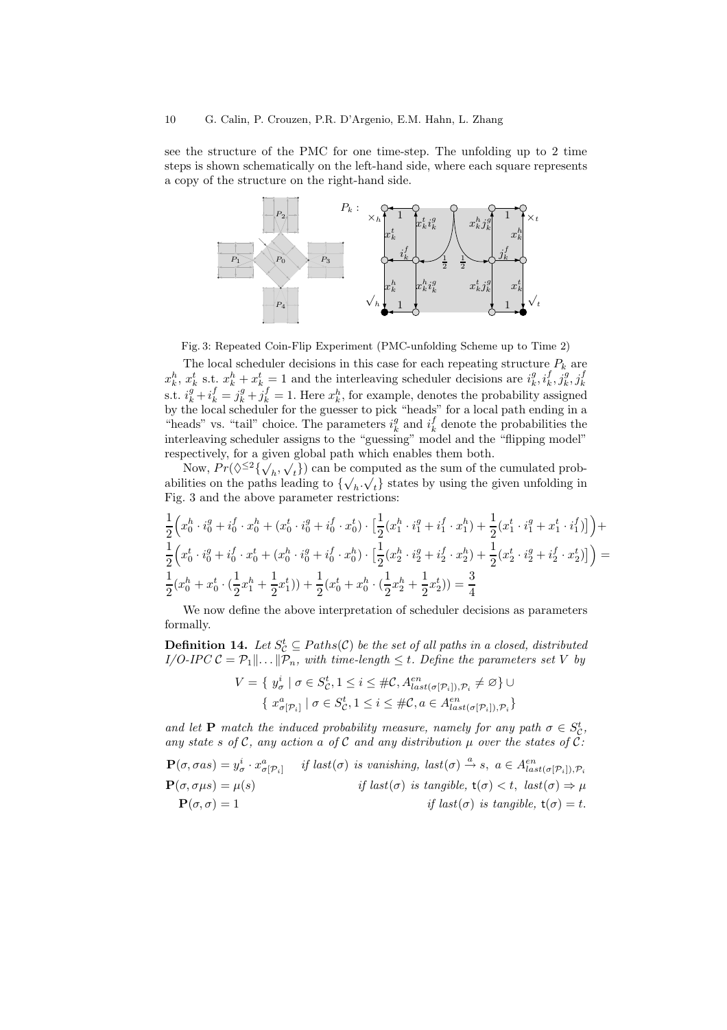see the structure of the PMC for one time-step. The unfolding up to 2 time steps is shown schematically on the left-hand side, where each square represents a copy of the structure on the right-hand side.

Fig. 3: Repeated Coin-Flip Experiment (PMC-unfolding Scheme up to Time 2)

The local scheduler decisions in this case for each repeating structure $P_k$ are $x_k^h$, $x_k^t$ s.t. $x_k^h + x_k^t = 1$ and the interleaving scheduler decisions are $i_k^g, i_k^f, j_k^g, j_k^f$ s.t. $i_k^g + i_k^f = j_k^g + j_k^f = 1$. Here $x_k^h$, for example, denotes the probability assigned by the local scheduler for the guesser to pick "heads" for a local path ending in a "heads" vs. "tail" choice. The parameters $i_k^g$ and $i_k^f$ denote the probabilities the interleaving scheduler assigns to the "guessing" model and the "flipping model" respectively, for a given global path which enables them both.

Now, $Pr(\Diamond^{\leq 2}\{\surd_h, \surd_t\})$ can be computed as the sum of the cumulated probabilities on the paths leading to $\{\surd_h.\surd_t\}$ states by using the given unfolding in Fig. 3 and the above parameter restrictions:

$$\frac{1}{2}\Big(x_0^h \cdot i_0^g + i_0^f \cdot x_0^h + (x_0^t \cdot i_0^g + i_0^f \cdot x_0^t) \cdot \big[\frac{1}{2}(x_1^h \cdot i_1^g + i_1^f \cdot x_1^h) + \frac{1}{2}(x_1^t \cdot i_1^g + x_1^t \cdot i_1^f)\big]\Big) +$$
$$\frac{1}{2}\Big(x_0^t \cdot i_0^g + i_0^f \cdot x_0^t + (x_0^h \cdot i_0^g + i_0^f \cdot x_0^h) \cdot \big[\frac{1}{2}(x_2^h \cdot i_2^g + i_2^f \cdot x_2^h) + \frac{1}{2}(x_2^t \cdot i_2^g + i_2^f \cdot x_2^t)\big]\Big) =$$
$$\frac{1}{2}(x_0^h + x_0^t \cdot (\frac{1}{2}x_1^h + \frac{1}{2}x_1^t)) + \frac{1}{2}(x_0^t + x_0^h \cdot (\frac{1}{2}x_2^h + \frac{1}{2}x_2^t)) = \frac{3}{4}$$

We now define the above interpretation of scheduler decisions as parameters formally.

**Definition 14.** *Let $S_{\mathcal{C}}^t \subseteq Paths(\mathcal{C})$ be the set of all paths in a closed, distributed I/O-IPC $\mathcal{C} = \mathcal{P}_1 \| \ldots \| \mathcal{P}_n$, with time-length $\leq t$. Define the parameters set $V$ by*

$$V = \{\, y_\sigma^i \mid \sigma \in S_{\mathcal{C}}^t, 1 \leq i \leq \#\mathcal{C}, A_{last(\sigma[\mathcal{P}_i]),\mathcal{P}_i}^{en} \neq \varnothing \} \cup$$
$$\{\, x_{\sigma[\mathcal{P}_i]}^a \mid \sigma \in S_{\mathcal{C}}^t, 1 \leq i \leq \#\mathcal{C}, a \in A_{last(\sigma[\mathcal{P}_i]),\mathcal{P}_i}^{en} \}$$

*and let $\mathbf{P}$ match the induced probability measure, namely for any path $\sigma \in S_{\mathcal{C}}^t$, any state $s$ of $\mathcal{C}$, any action $a$ of $\mathcal{C}$ and any distribution $\mu$ over the states of $\mathcal{C}$:*

$$\mathbf{P}(\sigma, \sigma a s) = y_\sigma^i \cdot x_{\sigma[\mathcal{P}_i]}^a \quad \text{if } last(\sigma) \text{ is vanishing, } last(\sigma) \xrightarrow{a} s,\ a \in A_{last(\sigma[\mathcal{P}_i]),\mathcal{P}_i}^{en}$$
$$\mathbf{P}(\sigma, \sigma \mu s) = \mu(s) \quad \text{if } last(\sigma) \text{ is tangible, } \mathsf{t}(\sigma) < t,\ last(\sigma) \Rightarrow \mu$$
$$\mathbf{P}(\sigma, \sigma) = 1 \quad \text{if } last(\sigma) \text{ is tangible, } \mathsf{t}(\sigma) = t.$$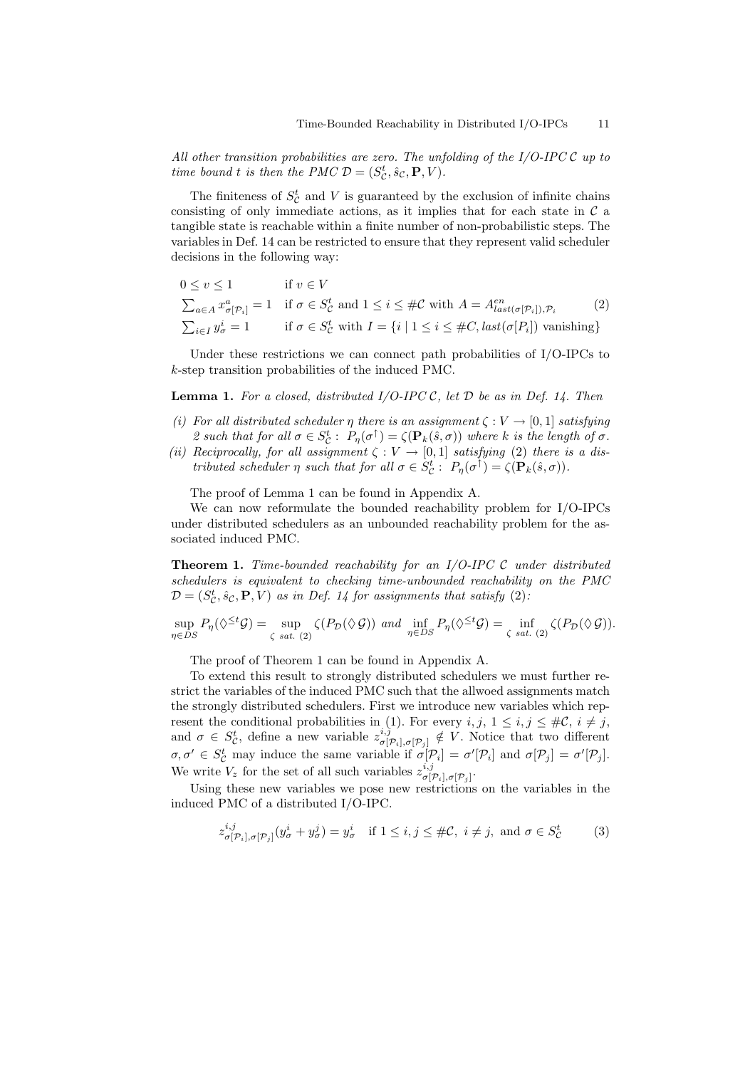*All other transition probabilities are zero. The unfolding of the I/O-IPC $\mathcal{C}$ up to time bound $t$ is then the PMC $\mathcal{D} = (S^t_\mathcal{C}, \hat{s}_\mathcal{C}, \mathbf{P}, V)$.*

The finiteness of $S^t_\mathcal{C}$ and $V$ is guaranteed by the exclusion of infinite chains consisting of only immediate actions, as it implies that for each state in $\mathcal{C}$ a tangible state is reachable within a finite number of non-probabilistic steps. The variables in Def. 14 can be restricted to ensure that they represent valid scheduler decisions in the following way:

$$
\begin{array}{ll}
0 \le v \le 1 & \text{if } v \in V \\
\sum_{a \in A} x^a_{\sigma[\mathcal{P}_i]} = 1 & \text{if } \sigma \in S^t_\mathcal{C} \text{ and } 1 \le i \le \#\mathcal{C} \text{ with } A = A^{en}_{last(\sigma[\mathcal{P}_i]),\mathcal{P}_i} \\
\sum_{i \in I} y^i_\sigma = 1 & \text{if } \sigma \in S^t_\mathcal{C} \text{ with } I = \{i \mid 1 \le i \le \#C, last(\sigma[P_i]) \text{ vanishing}\}
\end{array} \quad (2)
$$

Under these restrictions we can connect path probabilities of I/O-IPCs to $k$-step transition probabilities of the induced PMC.

**Lemma 1.** *For a closed, distributed I/O-IPC $\mathcal{C}$, let $\mathcal{D}$ be as in Def. 14. Then*

*(i) For all distributed scheduler $\eta$ there is an assignment $\zeta : V \to [0,1]$ satisfying 2 such that for all $\sigma \in S^t_\mathcal{C}$ : $P_\eta(\sigma^\uparrow) = \zeta(\mathbf{P}_k(\hat{s}, \sigma))$ where $k$ is the length of $\sigma$.*

*(ii) Reciprocally, for all assignment $\zeta : V \to [0,1]$ satisfying (2) there is a distributed scheduler $\eta$ such that for all $\sigma \in S^t_\mathcal{C}$ : $P_\eta(\sigma^\uparrow) = \zeta(\mathbf{P}_k(\hat{s}, \sigma))$.*

The proof of Lemma 1 can be found in Appendix A.

We can now reformulate the bounded reachability problem for I/O-IPCs under distributed schedulers as an unbounded reachability problem for the associated induced PMC.

**Theorem 1.** *Time-bounded reachability for an I/O-IPC $\mathcal{C}$ under distributed schedulers is equivalent to checking time-unbounded reachability on the PMC $\mathcal{D} = (S^t_\mathcal{C}, \hat{s}_\mathcal{C}, \mathbf{P}, V)$ as in Def. 14 for assignments that satisfy (2):*

$$
\sup_{\eta \in DS} P_\eta(\Diamond^{\le t}\mathcal{G}) = \sup_{\zeta \text{ sat. (2)}} \zeta(P_\mathcal{D}(\Diamond\, \mathcal{G})) \text{ and } \inf_{\eta \in DS} P_\eta(\Diamond^{\le t}\mathcal{G}) = \inf_{\zeta \text{ sat. (2)}} \zeta(P_\mathcal{D}(\Diamond\, \mathcal{G})).
$$

The proof of Theorem 1 can be found in Appendix A.

To extend this result to strongly distributed schedulers we must further restrict the variables of the induced PMC such that the allwoed assignments match the strongly distributed schedulers. First we introduce new variables which represent the conditional probabilities in (1). For every $i, j$, $1 \le i, j \le \#\mathcal{C}$, $i \ne j$, and $\sigma \in S^t_\mathcal{C}$, define a new variable $z^{i,j}_{\sigma[\mathcal{P}_i],\sigma[\mathcal{P}_j]} \notin V$. Notice that two different $\sigma, \sigma' \in S^t_\mathcal{C}$ may induce the same variable if $\sigma[\mathcal{P}_i] = \sigma'[\mathcal{P}_i]$ and $\sigma[\mathcal{P}_j] = \sigma'[\mathcal{P}_j]$. We write $V_z$ for the set of all such variables $z^{i,j}_{\sigma[\mathcal{P}_i],\sigma[\mathcal{P}_j]}$.

Using these new variables we pose new restrictions on the variables in the induced PMC of a distributed I/O-IPC.

$$
z^{i,j}_{\sigma[\mathcal{P}_i],\sigma[\mathcal{P}_j]}(y^i_\sigma + y^j_\sigma) = y^i_\sigma \quad \text{if } 1 \le i, j \le \#\mathcal{C},\ i \ne j, \text{ and } \sigma \in S^t_\mathcal{C} \quad (3)
$$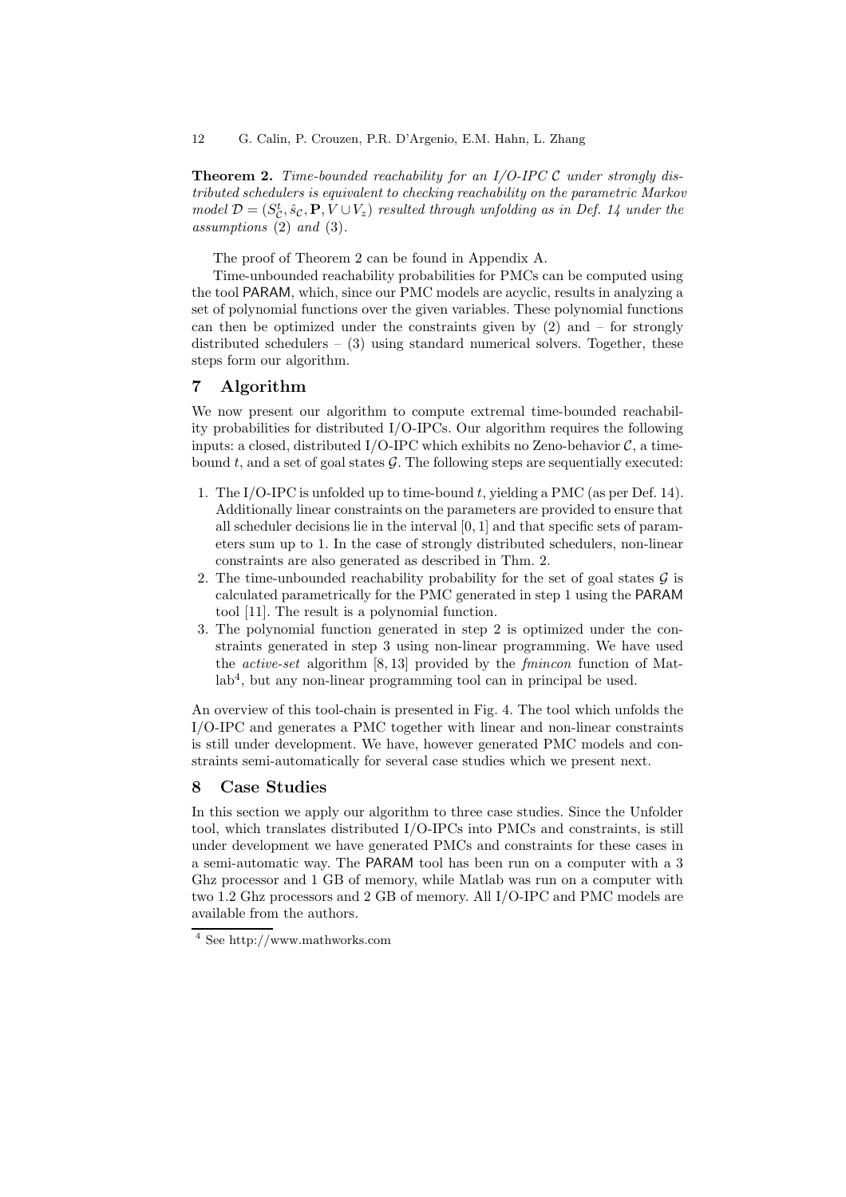**Theorem 2.** *Time-bounded reachability for an I/O-IPC $\mathcal{C}$ under strongly distributed schedulers is equivalent to checking reachability on the parametric Markov model $\mathcal{D} = (S^t_{\mathcal{C}}, \hat{s}_{\mathcal{C}}, \mathbf{P}, V \cup V_z)$ resulted through unfolding as in Def. 14 under the assumptions* (2) *and* (3)*.*

The proof of Theorem 2 can be found in Appendix A.

Time-unbounded reachability probabilities for PMCs can be computed using the tool PARAM, which, since our PMC models are acyclic, results in analyzing a set of polynomial functions over the given variables. These polynomial functions can then be optimized under the constraints given by (2) and – for strongly distributed schedulers – (3) using standard numerical solvers. Together, these steps form our algorithm.

## 7 Algorithm

We now present our algorithm to compute extremal time-bounded reachability probabilities for distributed I/O-IPCs. Our algorithm requires the following inputs: a closed, distributed I/O-IPC which exhibits no Zeno-behavior $\mathcal{C}$, a time-bound $t$, and a set of goal states $\mathcal{G}$. The following steps are sequentially executed:

1. The I/O-IPC is unfolded up to time-bound $t$, yielding a PMC (as per Def. 14). Additionally linear constraints on the parameters are provided to ensure that all scheduler decisions lie in the interval $[0, 1]$ and that specific sets of parameters sum up to 1. In the case of strongly distributed schedulers, non-linear constraints are also generated as described in Thm. 2.
2. The time-unbounded reachability probability for the set of goal states $\mathcal{G}$ is calculated parametrically for the PMC generated in step 1 using the PARAM tool [11]. The result is a polynomial function.
3. The polynomial function generated in step 2 is optimized under the constraints generated in step 3 using non-linear programming. We have used the *active-set* algorithm [8, 13] provided by the *fmincon* function of Matlab[4], but any non-linear programming tool can in principal be used.

An overview of this tool-chain is presented in Fig. 4. The tool which unfolds the I/O-IPC and generates a PMC together with linear and non-linear constraints is still under development. We have, however generated PMC models and constraints semi-automatically for several case studies which we present next.

## 8 Case Studies

In this section we apply our algorithm to three case studies. Since the Unfolder tool, which translates distributed I/O-IPCs into PMCs and constraints, is still under development we have generated PMCs and constraints for these cases in a semi-automatic way. The PARAM tool has been run on a computer with a 3 Ghz processor and 1 GB of memory, while Matlab was run on a computer with two 1.2 Ghz processors and 2 GB of memory. All I/O-IPC and PMC models are available from the authors.

[4] See http://www.mathworks.com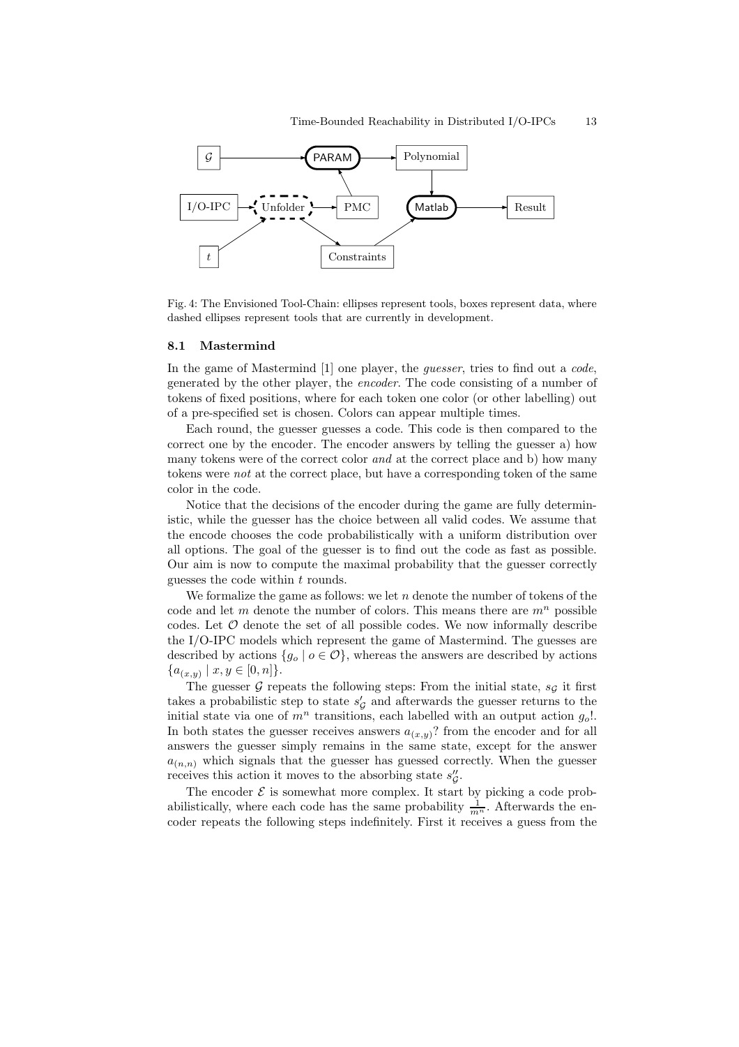Fig. 4: The Envisioned Tool-Chain: ellipses represent tools, boxes represent data, where dashed ellipses represent tools that are currently in development.

### 8.1 Mastermind

In the game of Mastermind [1] one player, the *guesser*, tries to find out a *code*, generated by the other player, the *encoder*. The code consisting of a number of tokens of fixed positions, where for each token one color (or other labelling) out of a pre-specified set is chosen. Colors can appear multiple times.

Each round, the guesser guesses a code. This code is then compared to the correct one by the encoder. The encoder answers by telling the guesser a) how many tokens were of the correct color *and* at the correct place and b) how many tokens were *not* at the correct place, but have a corresponding token of the same color in the code.

Notice that the decisions of the encoder during the game are fully deterministic, while the guesser has the choice between all valid codes. We assume that the encode chooses the code probabilistically with a uniform distribution over all options. The goal of the guesser is to find out the code as fast as possible. Our aim is now to compute the maximal probability that the guesser correctly guesses the code within $t$ rounds.

We formalize the game as follows: we let $n$ denote the number of tokens of the code and let $m$ denote the number of colors. This means there are $m^n$ possible codes. Let $\mathcal{O}$ denote the set of all possible codes. We now informally describe the I/O-IPC models which represent the game of Mastermind. The guesses are described by actions $\{g_o \mid o \in \mathcal{O}\}$, whereas the answers are described by actions $\{a_{(x,y)} \mid x, y \in [0, n]\}$.

The guesser $\mathcal{G}$ repeats the following steps: From the initial state, $s_\mathcal{G}$ it first takes a probabilistic step to state $s'_\mathcal{G}$ and afterwards the guesser returns to the initial state via one of $m^n$ transitions, each labelled with an output action $g_o!$. In both states the guesser receives answers $a_{(x,y)}?$ from the encoder and for all answers the guesser simply remains in the same state, except for the answer $a_{(n,n)}$ which signals that the guesser has guessed correctly. When the guesser receives this action it moves to the absorbing state $s''_\mathcal{G}$.

The encoder $\mathcal{E}$ is somewhat more complex. It start by picking a code probabilistically, where each code has the same probability $\frac{1}{m^n}$. Afterwards the encoder repeats the following steps indefinitely. First it receives a guess from the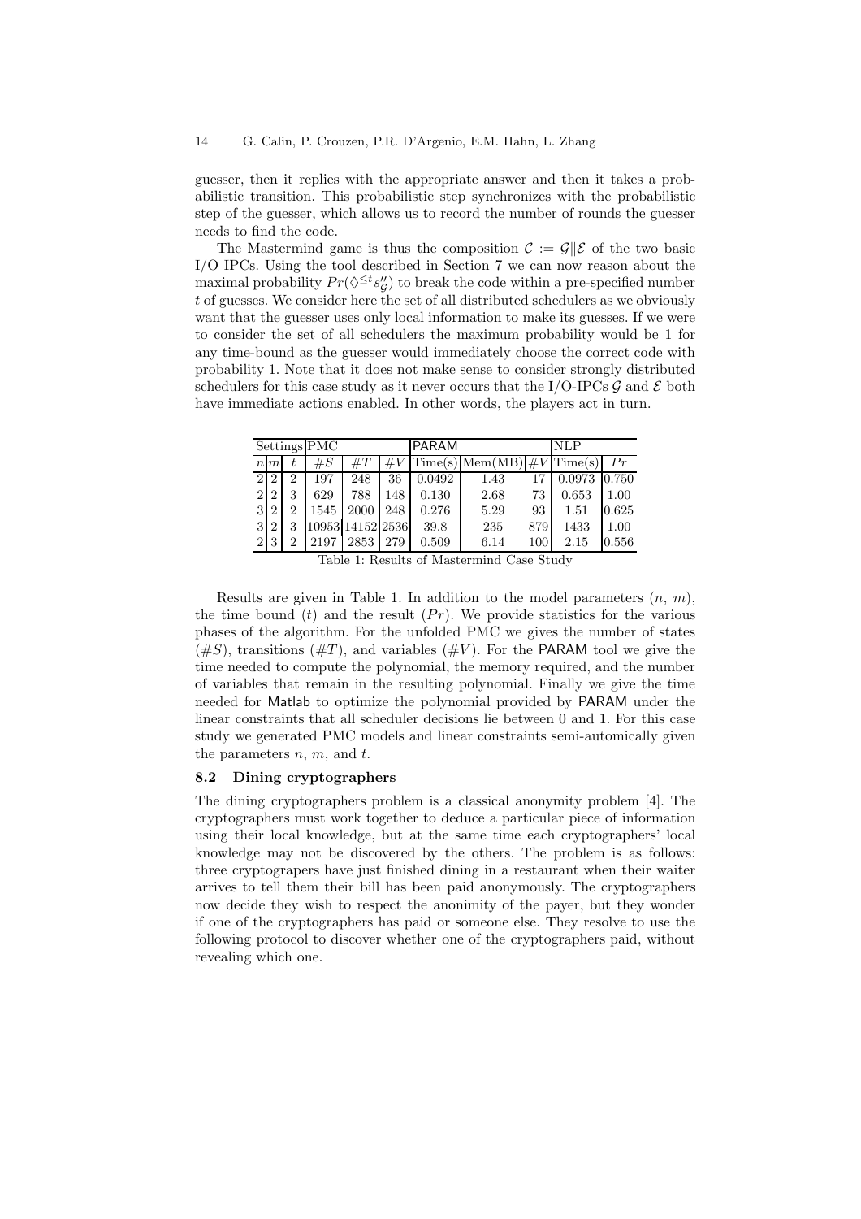guesser, then it replies with the appropriate answer and then it takes a probabilistic transition. This probabilistic step synchronizes with the probabilistic step of the guesser, which allows us to record the number of rounds the guesser needs to find the code.

The Mastermind game is thus the composition $\mathcal{C} := \mathcal{G} \| \mathcal{E}$ of the two basic I/O IPCs. Using the tool described in Section 7 we can now reason about the maximal probability $Pr(\Diamond^{\leq t} s''_{\mathcal{G}})$ to break the code within a pre-specified number $t$ of guesses. We consider here the set of all distributed schedulers as we obviously want that the guesser uses only local information to make its guesses. If we were to consider the set of all schedulers the maximum probability would be 1 for any time-bound as the guesser would immediately choose the correct code with probability 1. Note that it does not make sense to consider strongly distributed schedulers for this case study as it never occurs that the I/O-IPCs $\mathcal{G}$ and $\mathcal{E}$ both have immediate actions enabled. In other words, the players act in turn.

| Settings | | | PMC | | | PARAM | | | NLP | |
|---|---|---|---|---|---|---|---|---|---|---|
| $n$ | $m$ | $t$ | $\#S$ | $\#T$ | $\#V$ | Time(s) | Mem(MB) | $\#V$ | Time(s) | $Pr$ |
| 2 | 2 | 2 | 197 | 248 | 36 | 0.0492 | 1.43 | 17 | 0.0973 | 0.750 |
| 2 | 2 | 3 | 629 | 788 | 148 | 0.130 | 2.68 | 73 | 0.653 | 1.00 |
| 3 | 2 | 2 | 1545 | 2000 | 248 | 0.276 | 5.29 | 93 | 1.51 | 0.625 |
| 3 | 2 | 3 | 10953 | 14152 | 2536 | 39.8 | 235 | 879 | 1433 | 1.00 |
| 2 | 3 | 2 | 2197 | 2853 | 279 | 0.509 | 6.14 | 100 | 2.15 | 0.556 |

Table 1: Results of Mastermind Case Study

Results are given in Table 1. In addition to the model parameters ($n$, $m$), the time bound ($t$) and the result ($Pr$). We provide statistics for the various phases of the algorithm. For the unfolded PMC we gives the number of states ($\#S$), transitions ($\#T$), and variables ($\#V$). For the PARAM tool we give the time needed to compute the polynomial, the memory required, and the number of variables that remain in the resulting polynomial. Finally we give the time needed for Matlab to optimize the polynomial provided by PARAM under the linear constraints that all scheduler decisions lie between 0 and 1. For this case study we generated PMC models and linear constraints semi-automically given the parameters $n$, $m$, and $t$.

### 8.2 Dining cryptographers

The dining cryptographers problem is a classical anonymity problem [4]. The cryptographers must work together to deduce a particular piece of information using their local knowledge, but at the same time each cryptographers' local knowledge may not be discovered by the others. The problem is as follows: three cryptograpers have just finished dining in a restaurant when their waiter arrives to tell them their bill has been paid anonymously. The cryptographers now decide they wish to respect the anonimity of the payer, but they wonder if one of the cryptographers has paid or someone else. They resolve to use the following protocol to discover whether one of the cryptographers paid, without revealing which one.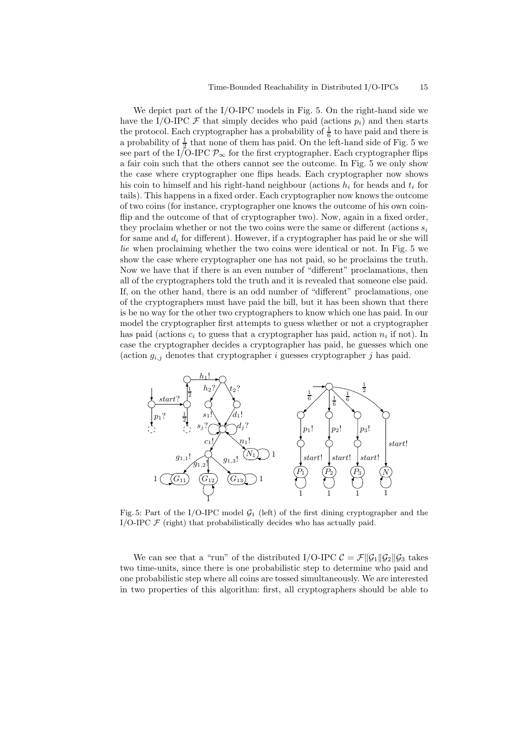We depict part of the I/O-IPC models in Fig. 5. On the right-hand side we have the I/O-IPC $\mathcal{F}$ that simply decides who paid (actions $p_i$) and then starts the protocol. Each cryptographer has a probability of $\frac{1}{6}$ to have paid and there is a probability of $\frac{1}{2}$ that none of them has paid. On the left-hand side of Fig. 5 we see part of the I/O-IPC $\mathcal{P}_\infty$ for the first cryptographer. Each cryptographer flips a fair coin such that the others cannot see the outcome. In Fig. 5 we only show the case where cryptographer one flips heads. Each cryptographer now shows his coin to himself and his right-hand neighbour (actions $h_i$ for heads and $t_i$ for tails). This happens in a fixed order. Each cryptographer now knows the outcome of two coins (for instance, cryptographer one knows the outcome of his own coin-flip and the outcome of that of cryptographer two). Now, again in a fixed order, they proclaim whether or not the two coins were the same or different (actions $s_i$ for same and $d_i$ for different). However, if a cryptographer has paid he or she will *lie* when proclaiming whether the two coins were identical or not. In Fig. 5 we show the case where cryptographer one has not paid, so he proclaims the truth. Now we have that if there is an even number of "different" proclamations, then all of the cryptographers told the truth and it is revealed that someone else paid. If, on the other hand, there is an odd number of "different" proclamations, one of the cryptographers must have paid the bill, but it has been shown that there is be no way for the other two cryptographers to know which one has paid. In our model the cryptographer first attempts to guess whether or not a cryptographer has paid (actions $c_i$ to guess that a cryptographer has paid, action $n_i$ if not). In case the cryptographer decides a cryptographer has paid, he guesses which one (action $g_{i,j}$ denotes that cryptographer $i$ guesses cryptographer $j$ has paid.

Fig. 5: Part of the I/O-IPC model $\mathcal{G}_1$ (left) of the first dining cryptographer and the I/O-IPC $\mathcal{F}$ (right) that probabilistically decides who has actually paid.

We can see that a "run" of the distributed I/O-IPC $\mathcal{C} = \mathcal{F} \| \mathcal{G}_1 \| \mathcal{G}_2 \| \mathcal{G}_3$ takes two time-units, since there is one probabilistic step to determine who paid and one probabilistic step where all coins are tossed simultaneously. We are interested in two properties of this algorithm: first, all cryptographers should be able to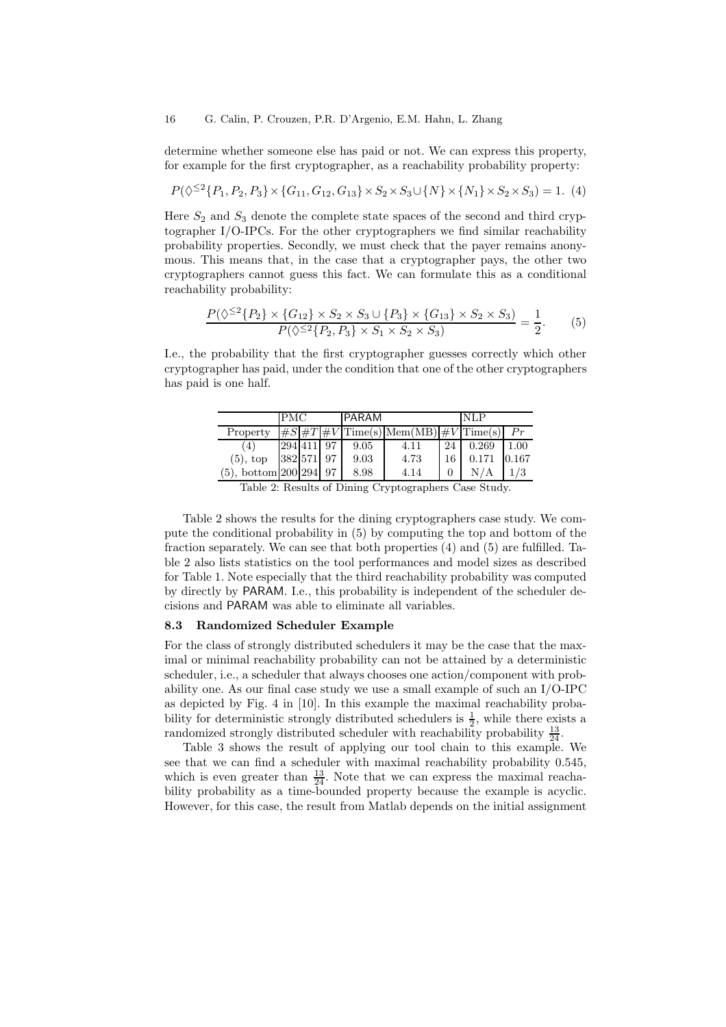determine whether someone else has paid or not. We can express this property, for example for the first cryptographer, as a reachability probability property:

$$P(\Diamond^{\leq 2}\{P_1, P_2, P_3\} \times \{G_{11}, G_{12}, G_{13}\} \times S_2 \times S_3 \cup \{N\} \times \{N_1\} \times S_2 \times S_3) = 1. \quad (4)$$

Here $S_2$ and $S_3$ denote the complete state spaces of the second and third cryptographer I/O-IPCs. For the other cryptographers we find similar reachability probability properties. Secondly, we must check that the payer remains anonymous. This means that, in the case that a cryptographer pays, the other two cryptographers cannot guess this fact. We can formulate this as a conditional reachability probability:

$$\frac{P(\Diamond^{\leq 2}\{P_2\} \times \{G_{12}\} \times S_2 \times S_3 \cup \{P_3\} \times \{G_{13}\} \times S_2 \times S_3)}{P(\Diamond^{\leq 2}\{P_2, P_3\} \times S_1 \times S_2 \times S_3)} = \frac{1}{2}. \quad (5)$$

I.e., the probability that the first cryptographer guesses correctly which other cryptographer has paid, under the condition that one of the other cryptographers has paid is one half.

| | PMC | | PARAM | | | NLP | | |
|---|---|---|---|---|---|---|---|---|
| Property | $\#S$ | $\#T$ | $\#V$ | Time(s) | Mem(MB) | $\#V$ | Time(s) | $Pr$ |
| (4) | 294 | 411 | 97 | 9.05 | 4.11 | 24 | 0.269 | 1.00 |
| (5), top | 382 | 571 | 97 | 9.03 | 4.73 | 16 | 0.171 | 0.167 |
| (5), bottom | 200 | 294 | 97 | 8.98 | 4.14 | 0 | N/A | 1/3 |

Table 2: Results of Dining Cryptographers Case Study.

Table 2 shows the results for the dining cryptographers case study. We compute the conditional probability in (5) by computing the top and bottom of the fraction separately. We can see that both properties (4) and (5) are fulfilled. Table 2 also lists statistics on the tool performances and model sizes as described for Table 1. Note especially that the third reachability probability was computed by directly by PARAM. I.e., this probability is independent of the scheduler decisions and PARAM was able to eliminate all variables.

### 8.3 Randomized Scheduler Example

For the class of strongly distributed schedulers it may be the case that the maximal or minimal reachability probability can not be attained by a deterministic scheduler, i.e., a scheduler that always chooses one action/component with probability one. As our final case study we use a small example of such an I/O-IPC as depicted by Fig. 4 in [10]. In this example the maximal reachability probability for deterministic strongly distributed schedulers is $\frac{1}{2}$, while there exists a randomized strongly distributed scheduler with reachability probability $\frac{13}{24}$.

Table 3 shows the result of applying our tool chain to this example. We see that we can find a scheduler with maximal reachability probability 0.545, which is even greater than $\frac{13}{24}$. Note that we can express the maximal reachability probability as a time-bounded property because the example is acyclic. However, for this case, the result from Matlab depends on the initial assignment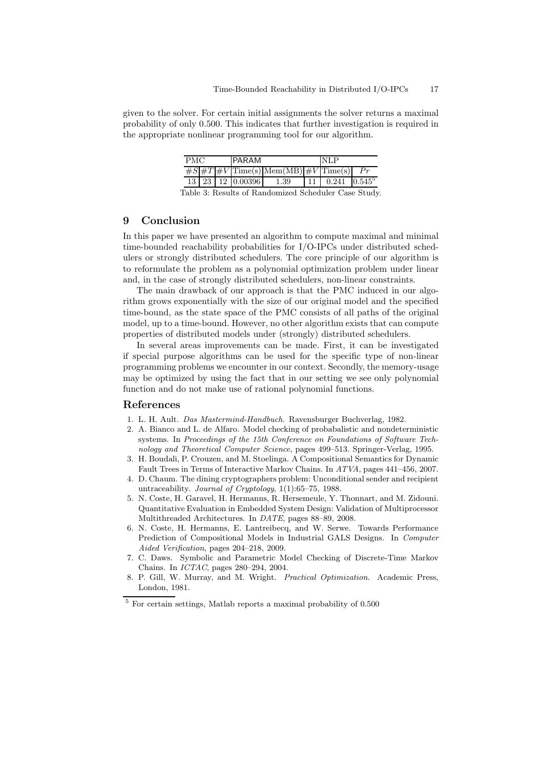given to the solver. For certain initial assignments the solver returns a maximal probability of only 0.500. This indicates that further investigation is required in the appropriate nonlinear programming tool for our algorithm.

| PMC | | PARAM | | | NLP | | |
|---|---|---|---|---|---|---|---|
| $\#S$ | $\#T$ | $\#V$ | Time(s) | Mem(MB) | $\#V$ | Time(s) | $Pr$ |
| 13 | 23 | 12 | 0.00396 | 1.39 | 11 | 0.241 | 0.545[5] |

Table 3: Results of Randomized Scheduler Case Study.

## 9 Conclusion

In this paper we have presented an algorithm to compute maximal and minimal time-bounded reachability probabilities for I/O-IPCs under distributed schedulers or strongly distributed schedulers. The core principle of our algorithm is to reformulate the problem as a polynomial optimization problem under linear and, in the case of strongly distributed schedulers, non-linear constraints.

The main drawback of our approach is that the PMC induced in our algorithm grows exponentially with the size of our original model and the specified time-bound, as the state space of the PMC consists of all paths of the original model, up to a time-bound. However, no other algorithm exists that can compute properties of distributed models under (strongly) distributed schedulers.

In several areas improvements can be made. First, it can be investigated if special purpose algorithms can be used for the specific type of non-linear programming problems we encounter in our context. Secondly, the memory-usage may be optimized by using the fact that in our setting we see only polynomial function and do not make use of rational polynomial functions.

## References

1. L. H. Ault. *Das Mastermind-Handbuch*. Ravensburger Buchverlag, 1982.
2. A. Bianco and L. de Alfaro. Model checking of probabalistic and nondeterministic systems. In *Proceedings of the 15th Conference on Foundations of Software Technology and Theoretical Computer Science*, pages 499–513. Springer-Verlag, 1995.
3. H. Boudali, P. Crouzen, and M. Stoelinga. A Compositional Semantics for Dynamic Fault Trees in Terms of Interactive Markov Chains. In *ATVA*, pages 441–456, 2007.
4. D. Chaum. The dining cryptographers problem: Unconditional sender and recipient untraceability. *Journal of Cryptology*, 1(1):65–75, 1988.
5. N. Coste, H. Garavel, H. Hermanns, R. Hersemeule, Y. Thonnart, and M. Zidouni. Quantitative Evaluation in Embedded System Design: Validation of Multiprocessor Multithreaded Architectures. In *DATE*, pages 88–89, 2008.
6. N. Coste, H. Hermanns, E. Lantreibecq, and W. Serwe. Towards Performance Prediction of Compositional Models in Industrial GALS Designs. In *Computer Aided Verification*, pages 204–218, 2009.
7. C. Daws. Symbolic and Parametric Model Checking of Discrete-Time Markov Chains. In *ICTAC*, pages 280–294, 2004.
8. P. Gill, W. Murray, and M. Wright. *Practical Optimization*. Academic Press, London, 1981.

[5] For certain settings, Matlab reports a maximal probability of 0.500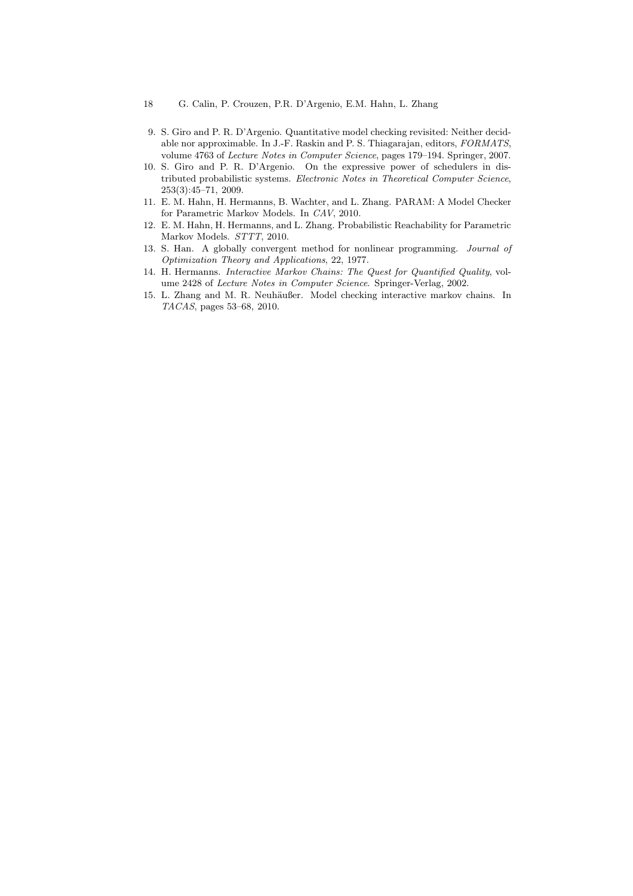9. S. Giro and P. R. D'Argenio. Quantitative model checking revisited: Neither decidable nor approximable. In J.-F. Raskin and P. S. Thiagarajan, editors, *FORMATS*, volume 4763 of *Lecture Notes in Computer Science*, pages 179–194. Springer, 2007.
10. S. Giro and P. R. D'Argenio. On the expressive power of schedulers in distributed probabilistic systems. *Electronic Notes in Theoretical Computer Science*, 253(3):45–71, 2009.
11. E. M. Hahn, H. Hermanns, B. Wachter, and L. Zhang. PARAM: A Model Checker for Parametric Markov Models. In *CAV*, 2010.
12. E. M. Hahn, H. Hermanns, and L. Zhang. Probabilistic Reachability for Parametric Markov Models. *STTT*, 2010.
13. S. Han. A globally convergent method for nonlinear programming. *Journal of Optimization Theory and Applications*, 22, 1977.
14. H. Hermanns. *Interactive Markov Chains: The Quest for Quantified Quality*, volume 2428 of *Lecture Notes in Computer Science*. Springer-Verlag, 2002.
15. L. Zhang and M. R. Neuhäußer. Model checking interactive markov chains. In *TACAS*, pages 53–68, 2010.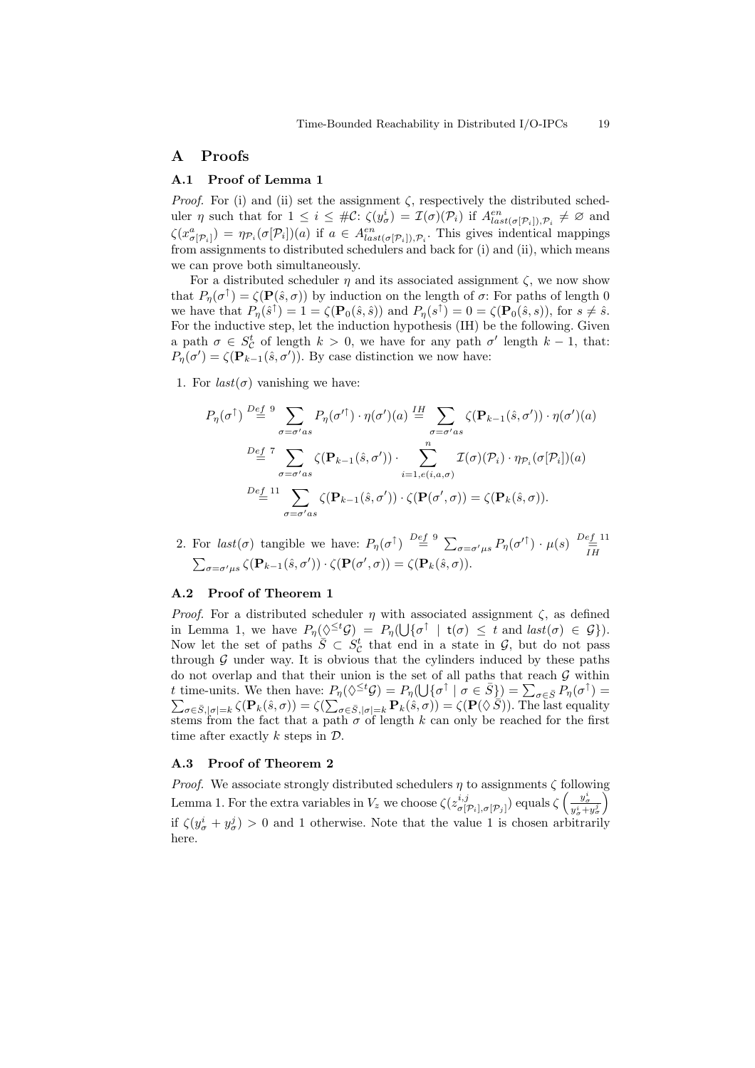## A Proofs

### A.1 Proof of Lemma 1

*Proof.* For (i) and (ii) set the assignment $\zeta$, respectively the distributed scheduler $\eta$ such that for $1 \leq i \leq \#\mathcal{C}$: $\zeta(y^i_\sigma) = \mathcal{I}(\sigma)(\mathcal{P}_i)$ if $A^{en}_{last(\sigma[\mathcal{P}_i]),\mathcal{P}_i} \neq \varnothing$ and $\zeta(x^a_{\sigma[\mathcal{P}_i]}) = \eta_{\mathcal{P}_i}(\sigma[\mathcal{P}_i])(a)$ if $a \in A^{en}_{last(\sigma[\mathcal{P}_i]),\mathcal{P}_i}$. This gives indentical mappings from assignments to distributed schedulers and back for (i) and (ii), which means we can prove both simultaneously.

For a distributed scheduler $\eta$ and its associated assignment $\zeta$, we now show that $P_\eta(\sigma^\uparrow) = \zeta(\mathbf{P}(\hat{s}, \sigma))$ by induction on the length of $\sigma$: For paths of length 0 we have that $P_\eta(\hat{s}^\uparrow) = 1 = \zeta(\mathbf{P}_0(\hat{s}, \hat{s}))$ and $P_\eta(s^\uparrow) = 0 = \zeta(\mathbf{P}_0(\hat{s}, s))$, for $s \neq \hat{s}$. For the inductive step, let the induction hypothesis (IH) be the following. Given a path $\sigma \in S^t_{\mathcal{C}}$ of length $k > 0$, we have for any path $\sigma'$ length $k-1$, that: $P_\eta(\sigma') = \zeta(\mathbf{P}_{k-1}(\hat{s}, \sigma'))$. By case distinction we now have:

1. For $last(\sigma)$ vanishing we have:

$$
\begin{aligned}
P_\eta(\sigma^\uparrow) &\overset{Def\ 9}{=} \sum_{\sigma=\sigma' a s} P_\eta(\sigma'^\uparrow) \cdot \eta(\sigma')(a) \overset{IH}{=} \sum_{\sigma=\sigma' a s} \zeta(\mathbf{P}_{k-1}(\hat{s}, \sigma')) \cdot \eta(\sigma')(a) \\
&\overset{Def\ 7}{=} \sum_{\sigma=\sigma' a s} \zeta(\mathbf{P}_{k-1}(\hat{s}, \sigma')) \cdot \sum_{i=1, e(i,a,\sigma)}^{n} \mathcal{I}(\sigma)(\mathcal{P}_i) \cdot \eta_{\mathcal{P}_i}(\sigma[\mathcal{P}_i])(a) \\
&\overset{Def\ 11}{=} \sum_{\sigma=\sigma' a s} \zeta(\mathbf{P}_{k-1}(\hat{s}, \sigma')) \cdot \zeta(\mathbf{P}(\sigma', \sigma)) = \zeta(\mathbf{P}_k(\hat{s}, \sigma)).
\end{aligned}
$$

2. For $last(\sigma)$ tangible we have: $P_\eta(\sigma^\uparrow) \overset{Def\ 9}{=} \sum_{\sigma=\sigma' \mu s} P_\eta(\sigma'^\uparrow) \cdot \mu(s) \overset{Def\ 11}{\underset{IH}{=}} \sum_{\sigma=\sigma' \mu s} \zeta(\mathbf{P}_{k-1}(\hat{s}, \sigma')) \cdot \zeta(\mathbf{P}(\sigma', \sigma)) = \zeta(\mathbf{P}_k(\hat{s}, \sigma))$.

### A.2 Proof of Theorem 1

*Proof.* For a distributed scheduler $\eta$ with associated assignment $\zeta$, as defined in Lemma 1, we have $P_\eta(\Diamond^{\leq t}\mathcal{G}) = P_\eta(\bigcup\{\sigma^\uparrow \mid \mathsf{t}(\sigma) \leq t \text{ and } last(\sigma) \in \mathcal{G}\})$. Now let the set of paths $\bar{S} \subset S^t_{\mathcal{C}}$ that end in a state in $\mathcal{G}$, but do not pass through $\mathcal{G}$ under way. It is obvious that the cylinders induced by these paths do not overlap and that their union is the set of all paths that reach $\mathcal{G}$ within $t$ time-units. We then have: $P_\eta(\Diamond^{\leq t}\mathcal{G}) = P_\eta(\bigcup\{\sigma^\uparrow \mid \sigma \in \bar{S}\}) = \sum_{\sigma\in\bar{S}} P_\eta(\sigma^\uparrow) = \sum_{\sigma\in\bar{S},|\sigma|=k} \zeta(\mathbf{P}_k(\hat{s}, \sigma)) = \zeta(\sum_{\sigma\in\bar{S},|\sigma|=k} \mathbf{P}_k(\hat{s}, \sigma)) = \zeta(\mathbf{P}(\Diamond\,\bar{S}))$. The last equality stems from the fact that a path $\sigma$ of length $k$ can only be reached for the first time after exactly $k$ steps in $\mathcal{D}$.

### A.3 Proof of Theorem 2

*Proof.* We associate strongly distributed schedulers $\eta$ to assignments $\zeta$ following Lemma 1. For the extra variables in $V_z$ we choose $\zeta(z^{i,j}_{\sigma[\mathcal{P}_i],\sigma[\mathcal{P}_j]})$ equals $\zeta\left(\frac{y^i_\sigma}{y^i_\sigma + y^j_\sigma}\right)$ if $\zeta(y^i_\sigma + y^j_\sigma) > 0$ and 1 otherwise. Note that the value 1 is chosen arbitrarily here.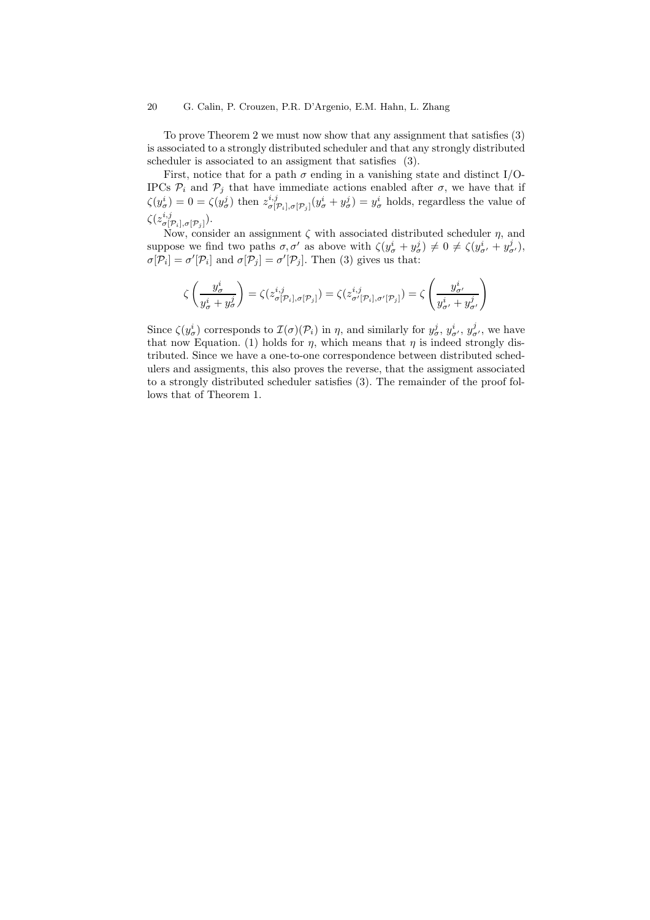To prove Theorem 2 we must now show that any assignment that satisfies (3) is associated to a strongly distributed scheduler and that any strongly distributed scheduler is associated to an assigment that satisfies (3).

First, notice that for a path $\sigma$ ending in a vanishing state and distinct I/O-IPCs $\mathcal{P}_i$ and $\mathcal{P}_j$ that have immediate actions enabled after $\sigma$, we have that if $\zeta(y^i_\sigma) = 0 = \zeta(y^j_\sigma)$ then $z^{i,j}_{\sigma[\mathcal{P}_i],\sigma[\mathcal{P}_j]}(y^i_\sigma + y^j_\sigma) = y^i_\sigma$ holds, regardless the value of $\zeta(z^{i,j}_{\sigma[\mathcal{P}_i],\sigma[\mathcal{P}_j]})$.

Now, consider an assignment $\zeta$ with associated distributed scheduler $\eta$, and suppose we find two paths $\sigma, \sigma'$ as above with $\zeta(y^i_\sigma + y^j_\sigma) \neq 0 \neq \zeta(y^i_{\sigma'} + y^j_{\sigma'})$, $\sigma[\mathcal{P}_i] = \sigma'[\mathcal{P}_i]$ and $\sigma[\mathcal{P}_j] = \sigma'[\mathcal{P}_j]$. Then (3) gives us that:

$$\zeta\left(\frac{y^i_\sigma}{y^i_\sigma + y^j_\sigma}\right) = \zeta(z^{i,j}_{\sigma[\mathcal{P}_i],\sigma[\mathcal{P}_j]}) = \zeta(z^{i,j}_{\sigma'[\mathcal{P}_i],\sigma'[\mathcal{P}_j]}) = \zeta\left(\frac{y^i_{\sigma'}}{y^i_{\sigma'} + y^j_{\sigma'}}\right)$$

Since $\zeta(y^i_\sigma)$ corresponds to $\mathcal{I}(\sigma)(\mathcal{P}_i)$ in $\eta$, and similarly for $y^j_\sigma$, $y^i_{\sigma'}$, $y^j_{\sigma'}$, we have that now Equation. (1) holds for $\eta$, which means that $\eta$ is indeed strongly distributed. Since we have a one-to-one correspondence between distributed schedulers and assigments, this also proves the reverse, that the assigment associated to a strongly distributed scheduler satisfies (3). The remainder of the proof follows that of Theorem 1.